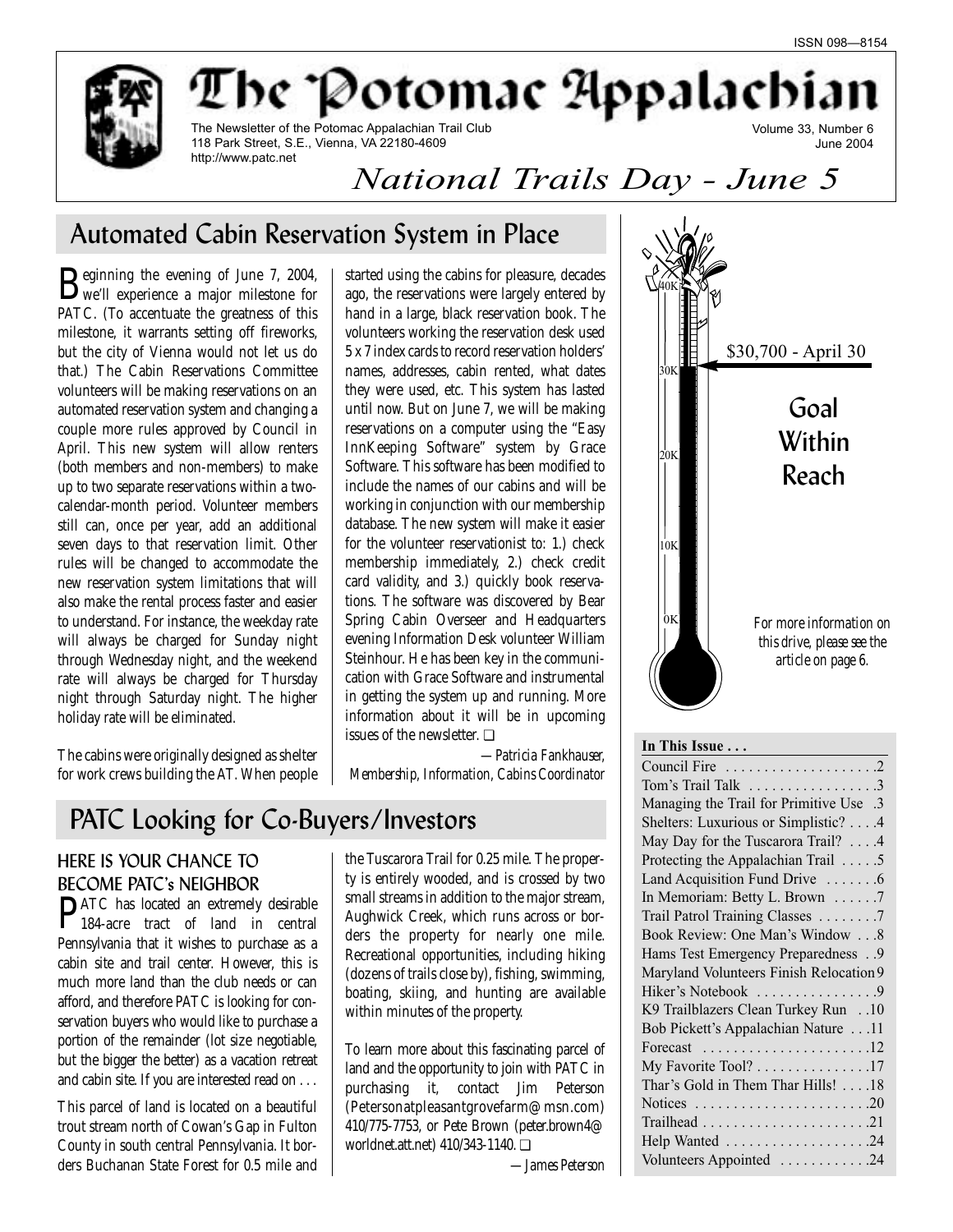ISSN 098—8154

# The Potomac Appalachian

The Newsletter of the Potomac Appalachian Trail Club
118 Park Street, S.E., Vienna, VA 22180-4609
http://www.patc.net

Volume 33, Number 6
June 2004

*National Trails Day - June 5*

## Automated Cabin Reservation System in Place

Beginning the evening of June 7, 2004, we'll experience a major milestone for PATC. (To accentuate the greatness of this milestone, it warrants setting off fireworks, but the city of Vienna would not let us do that.) The Cabin Reservations Committee volunteers will be making reservations on an automated reservation system and changing a couple more rules approved by Council in April. This new system will allow renters (both members and non-members) to make up to two separate reservations within a two-calendar-month period. Volunteer members still can, once per year, add an additional seven days to that reservation limit. Other rules will be changed to accommodate the new reservation system limitations that will also make the rental process faster and easier to understand. For instance, the weekday rate will always be charged for Sunday night through Wednesday night, and the weekend rate will always be charged for Thursday night through Saturday night. The higher holiday rate will be eliminated.

The cabins were originally designed as shelter for work crews building the AT. When people started using the cabins for pleasure, decades ago, the reservations were largely entered by hand in a large, black reservation book. The volunteers working the reservation desk used 5 x 7 index cards to record reservation holders' names, addresses, cabin rented, what dates they were used, etc. This system has lasted until now. But on June 7, we will be making reservations on a computer using the "Easy InnKeeping Software" system by Grace Software. This software has been modified to include the names of our cabins and will be working in conjunction with our membership database. The new system will make it easier for the volunteer reservationist to: 1.) check membership immediately, 2.) check credit card validity, and 3.) quickly book reservations. The software was discovered by Bear Spring Cabin Overseer and Headquarters evening Information Desk volunteer William Steinhour. He has been key in the communication with Grace Software and instrumental in getting the system up and running. More information about it will be in upcoming issues of the newsletter. ❑

*—Patricia Fankhauser, Membership, Information, Cabins Coordinator*

## PATC Looking for Co-Buyers/Investors

### HERE IS YOUR CHANCE TO BECOME PATC's NEIGHBOR

PATC has located an extremely desirable 184-acre tract of land in central Pennsylvania that it wishes to purchase as a cabin site and trail center. However, this is much more land than the club needs or can afford, and therefore PATC is looking for conservation buyers who would like to purchase a portion of the remainder (lot size negotiable, but the bigger the better) as a vacation retreat and cabin site. If you are interested read on . . .

This parcel of land is located on a beautiful trout stream north of Cowan's Gap in Fulton County in south central Pennsylvania. It borders Buchanan State Forest for 0.5 mile and the Tuscarora Trail for 0.25 mile. The property is entirely wooded, and is crossed by two small streams in addition to the major stream, Aughwick Creek, which runs across or borders the property for nearly one mile. Recreational opportunities, including hiking (dozens of trails close by), fishing, swimming, boating, skiing, and hunting are available within minutes of the property.

To learn more about this fascinating parcel of land and the opportunity to join with PATC in purchasing it, contact Jim Peterson (Petersonatpleasantgrovefarm@msn.com) 410/775-7753, or Pete Brown (peter.brown4@worldnet.att.net) 410/343-1140. ❑

*—James Peterson*

40K
30K
20K
10K
0K

$30,700 - April 30

## Goal Within Reach

*For more information on this drive, please see the article on page 6.*

**In This Issue . . .**

| | |
|---|---|
| Council Fire | 2 |
| Tom's Trail Talk | 3 |
| Managing the Trail for Primitive Use | 3 |
| Shelters: Luxurious or Simplistic? | 4 |
| May Day for the Tuscarora Trail? | 4 |
| Protecting the Appalachian Trail | 5 |
| Land Acquisition Fund Drive | 6 |
| In Memoriam: Betty L. Brown | 7 |
| Trail Patrol Training Classes | 7 |
| Book Review: One Man's Window | 8 |
| Hams Test Emergency Preparedness | 9 |
| Maryland Volunteers Finish Relocation | 9 |
| Hiker's Notebook | 9 |
| K9 Trailblazers Clean Turkey Run | 10 |
| Bob Pickett's Appalachian Nature | 11 |
| Forecast | 12 |
| My Favorite Tool? | 17 |
| Thar's Gold in Them Thar Hills! | 18 |
| Notices | 20 |
| Trailhead | 21 |
| Help Wanted | 24 |
| Volunteers Appointed | 24 |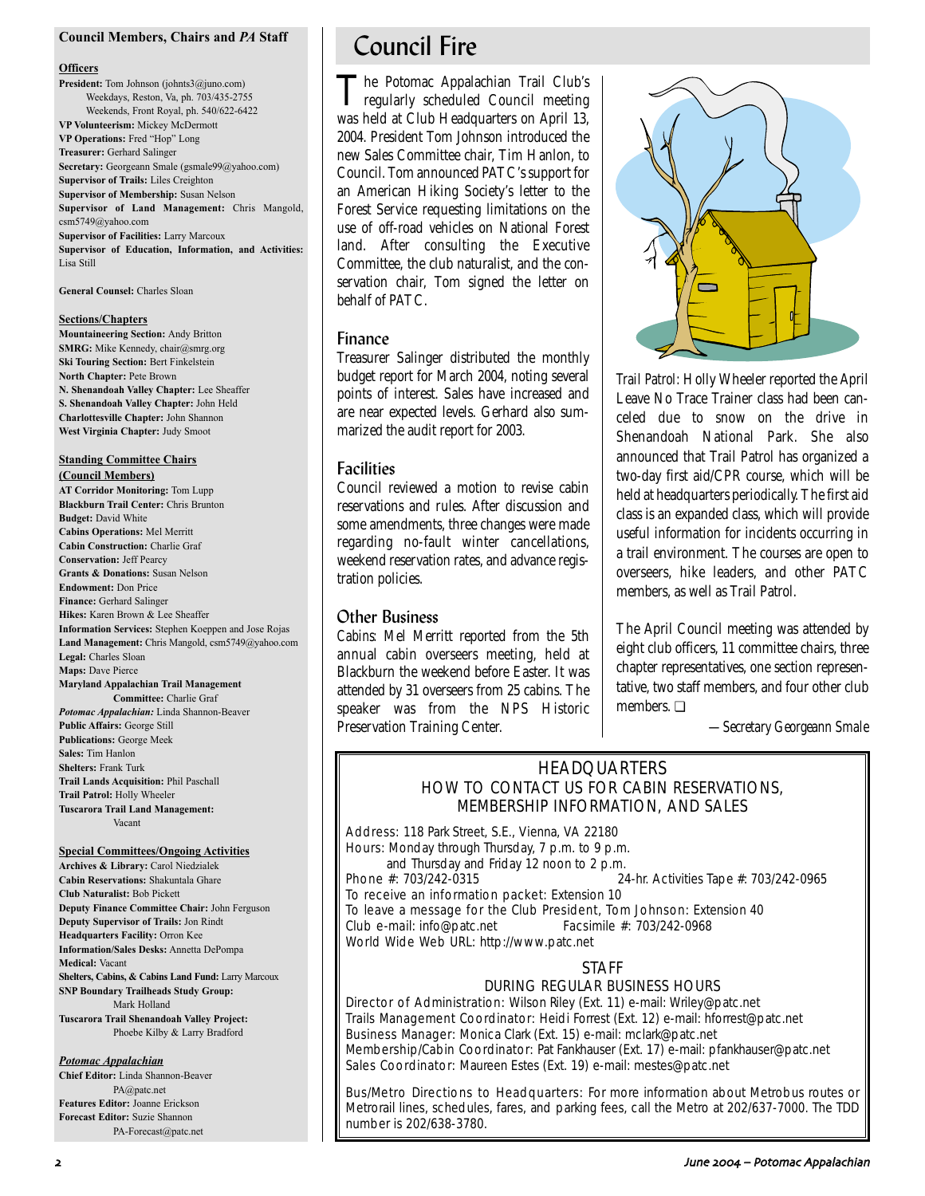## Council Members, Chairs and *PA* Staff

**Officers**

**President:** Tom Johnson (johnts3@juno.com)
Weekdays, Reston, Va, ph. 703/435-2755
Weekends, Front Royal, ph. 540/622-6422
**VP Volunteerism:** Mickey McDermott
**VP Operations:** Fred "Hop" Long
**Treasurer:** Gerhard Salinger
**Secretary:** Georgeann Smale (gsmale99@yahoo.com)
**Supervisor of Trails:** Liles Creighton
**Supervisor of Membership:** Susan Nelson
**Supervisor of Land Management:** Chris Mangold, csm5749@yahoo.com
**Supervisor of Facilities:** Larry Marcoux
**Supervisor of Education, Information, and Activities:** Lisa Still

**General Counsel:** Charles Sloan

**Sections/Chapters**

**Mountaineering Section:** Andy Britton
**SMRG:** Mike Kennedy, chair@smrg.org
**Ski Touring Section:** Bert Finkelstein
**North Chapter:** Pete Brown
**N. Shenandoah Valley Chapter:** Lee Sheaffer
**S. Shenandoah Valley Chapter:** John Held
**Charlottesville Chapter:** John Shannon
**West Virginia Chapter:** Judy Smoot

**Standing Committee Chairs (Council Members)**

**AT Corridor Monitoring:** Tom Lupp
**Blackburn Trail Center:** Chris Brunton
**Budget:** David White
**Cabins Operations:** Mel Merritt
**Cabin Construction:** Charlie Graf
**Conservation:** Jeff Pearcy
**Grants & Donations:** Susan Nelson
**Endowment:** Don Price
**Finance:** Gerhard Salinger
**Hikes:** Karen Brown & Lee Sheaffer
**Information Services:** Stephen Koeppen and Jose Rojas
**Land Management:** Chris Mangold, csm5749@yahoo.com
**Legal:** Charles Sloan
**Maps:** Dave Pierce
**Maryland Appalachian Trail Management Committee:** Charlie Graf
***Potomac Appalachian:*** Linda Shannon-Beaver
**Public Affairs:** George Still
**Publications:** George Meek
**Sales:** Tim Hanlon
**Shelters:** Frank Turk
**Trail Lands Acquisition:** Phil Paschall
**Trail Patrol:** Holly Wheeler
**Tuscarora Trail Land Management:** Vacant

**Special Committees/Ongoing Activities**

**Archives & Library:** Carol Niedzialek
**Cabin Reservations:** Shakuntala Ghare
**Club Naturalist:** Bob Pickett
**Deputy Finance Committee Chair:** John Ferguson
**Deputy Supervisor of Trails:** Jon Rindt
**Headquarters Facility:** Orron Kee
**Information/Sales Desks:** Annetta DePompa
**Medical:** Vacant
**Shelters, Cabins, & Cabins Land Fund:** Larry Marcoux
**SNP Boundary Trailheads Study Group:** Mark Holland
**Tuscarora Trail Shenandoah Valley Project:** Phoebe Kilby & Larry Bradford

***Potomac Appalachian***

**Chief Editor:** Linda Shannon-Beaver
PA@patc.net
**Features Editor:** Joanne Erickson
**Forecast Editor:** Suzie Shannon
PA-Forecast@patc.net

# Council Fire

The Potomac Appalachian Trail Club's regularly scheduled Council meeting was held at Club Headquarters on April 13, 2004. President Tom Johnson introduced the new Sales Committee chair, Tim Hanlon, to Council. Tom announced PATC's support for an American Hiking Society's letter to the Forest Service requesting limitations on the use of off-road vehicles on National Forest land. After consulting the Executive Committee, the club naturalist, and the conservation chair, Tom signed the letter on behalf of PATC.

## Finance

Treasurer Salinger distributed the monthly budget report for March 2004, noting several points of interest. Sales have increased and are near expected levels. Gerhard also summarized the audit report for 2003.

## Facilities

Council reviewed a motion to revise cabin reservations and rules. After discussion and some amendments, three changes were made regarding no-fault winter cancellations, weekend reservation rates, and advance registration policies.

## Other Business

*Cabins:* Mel Merritt reported from the 5th annual cabin overseers meeting, held at Blackburn the weekend before Easter. It was attended by 31 overseers from 25 cabins. The speaker was from the NPS Historic Preservation Training Center.

*Trail Patrol:* Holly Wheeler reported the April Leave No Trace Trainer class had been canceled due to snow on the drive in Shenandoah National Park. She also announced that Trail Patrol has organized a two-day first aid/CPR course, which will be held at headquarters periodically. The first aid class is an expanded class, which will provide useful information for incidents occurring in a trail environment. The courses are open to overseers, hike leaders, and other PATC members, as well as Trail Patrol.

The April Council meeting was attended by eight club officers, 11 committee chairs, three chapter representatives, one section representative, two staff members, and four other club members. ❑

*—Secretary Georgeann Smale*

## HEADQUARTERS
### HOW TO CONTACT US FOR CABIN RESERVATIONS, MEMBERSHIP INFORMATION, AND SALES

Address: 118 Park Street, S.E., Vienna, VA 22180
Hours: Monday through Thursday, 7 p.m. to 9 p.m.
and Thursday and Friday 12 noon to 2 p.m.
Phone #: 703/242-0315 24-hr. Activities Tape #: 703/242-0965
To receive an information packet: Extension 10
To leave a message for the Club President, Tom Johnson: Extension 40
Club e-mail: info@patc.net Facsimile #: 703/242-0968
World Wide Web URL: http://www.patc.net

### STAFF
### DURING REGULAR BUSINESS HOURS

Director of Administration: Wilson Riley (Ext. 11) e-mail: Wriley@patc.net
Trails Management Coordinator: Heidi Forrest (Ext. 12) e-mail: hforrest@patc.net
Business Manager: Monica Clark (Ext. 15) e-mail: mclark@patc.net
Membership/Cabin Coordinator: Pat Fankhauser (Ext. 17) e-mail: pfankhauser@patc.net
Sales Coordinator: Maureen Estes (Ext. 19) e-mail: mestes@patc.net

Bus/Metro Directions to Headquarters: For more information about Metrobus routes or Metrorail lines, schedules, fares, and parking fees, call the Metro at 202/637-7000. The TDD number is 202/638-3780.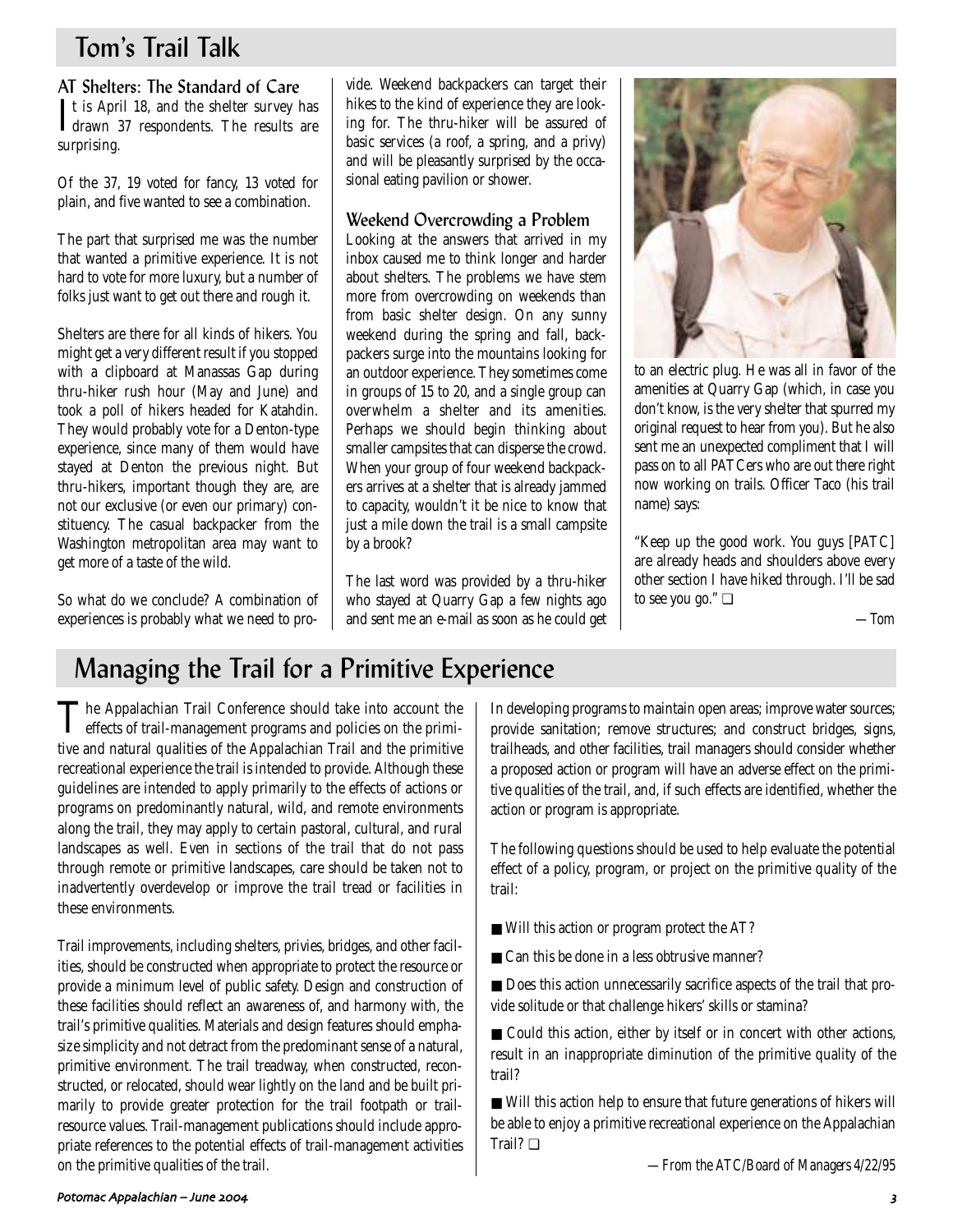# Tom's Trail Talk

## AT Shelters: The Standard of Care

It is April 18, and the shelter survey has drawn 37 respondents. The results are surprising.

Of the 37, 19 voted for fancy, 13 voted for plain, and five wanted to see a combination.

The part that surprised me was the number that wanted a primitive experience. It is not hard to vote for more luxury, but a number of folks just want to get out there and rough it.

Shelters are there for all kinds of hikers. You might get a very different result if you stopped with a clipboard at Manassas Gap during thru-hiker rush hour (May and June) and took a poll of hikers headed for Katahdin. They would probably vote for a Denton-type experience, since many of them would have stayed at Denton the previous night. But thru-hikers, important though they are, are not our exclusive (or even our primary) constituency. The casual backpacker from the Washington metropolitan area may want to get more of a taste of the wild.

So what do we conclude? A combination of experiences is probably what we need to provide. Weekend backpackers can target their hikes to the kind of experience they are looking for. The thru-hiker will be assured of basic services (a roof, a spring, and a privy) and will be pleasantly surprised by the occasional eating pavilion or shower.

## Weekend Overcrowding a Problem

Looking at the answers that arrived in my inbox caused me to think longer and harder about shelters. The problems we have stem more from overcrowding on weekends than from basic shelter design. On any sunny weekend during the spring and fall, backpackers surge into the mountains looking for an outdoor experience. They sometimes come in groups of 15 to 20, and a single group can overwhelm a shelter and its amenities. Perhaps we should begin thinking about smaller campsites that can disperse the crowd. When your group of four weekend backpackers arrives at a shelter that is already jammed to capacity, wouldn't it be nice to know that just a mile down the trail is a small campsite by a brook?

The last word was provided by a thru-hiker who stayed at Quarry Gap a few nights ago and sent me an e-mail as soon as he could get to an electric plug. He was all in favor of the amenities at Quarry Gap (which, in case you don't know, is the very shelter that spurred my original request to hear from you). But he also sent me an unexpected compliment that I will pass on to all PATCers who are out there right now working on trails. Officer Taco (his trail name) says:

"Keep up the good work. You guys [PATC] are already heads and shoulders above every other section I have hiked through. I'll be sad to see you go." ❑

—Tom

# Managing the Trail for a Primitive Experience

The Appalachian Trail Conference should take into account the effects of trail-management programs and policies on the primitive and natural qualities of the Appalachian Trail and the primitive recreational experience the trail is intended to provide. Although these guidelines are intended to apply primarily to the effects of actions or programs on predominantly natural, wild, and remote environments along the trail, they may apply to certain pastoral, cultural, and rural landscapes as well. Even in sections of the trail that do not pass through remote or primitive landscapes, care should be taken not to inadvertently overdevelop or improve the trail tread or facilities in these environments.

Trail improvements, including shelters, privies, bridges, and other facilities, should be constructed when appropriate to protect the resource or provide a minimum level of public safety. Design and construction of these facilities should reflect an awareness of, and harmony with, the trail's primitive qualities. Materials and design features should emphasize simplicity and not detract from the predominant sense of a natural, primitive environment. The trail treadway, when constructed, reconstructed, or relocated, should wear lightly on the land and be built primarily to provide greater protection for the trail footpath or trail-resource values. Trail-management publications should include appropriate references to the potential effects of trail-management activities on the primitive qualities of the trail.

In developing programs to maintain open areas; improve water sources; provide sanitation; remove structures; and construct bridges, signs, trailheads, and other facilities, trail managers should consider whether a proposed action or program will have an adverse effect on the primitive qualities of the trail, and, if such effects are identified, whether the action or program is appropriate.

The following questions should be used to help evaluate the potential effect of a policy, program, or project on the primitive quality of the trail:

- Will this action or program protect the AT?
- Can this be done in a less obtrusive manner?
- Does this action unnecessarily sacrifice aspects of the trail that provide solitude or that challenge hikers' skills or stamina?
- Could this action, either by itself or in concert with other actions, result in an inappropriate diminution of the primitive quality of the trail?
- Will this action help to ensure that future generations of hikers will be able to enjoy a primitive recreational experience on the Appalachian Trail? ❑

—From the ATC/Board of Managers 4/22/95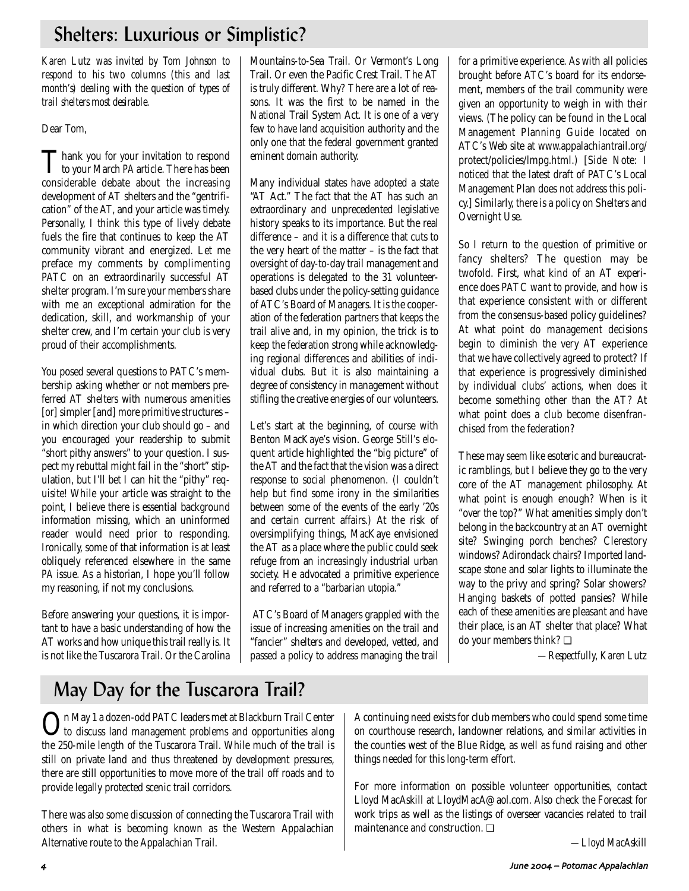## Shelters: Luxurious or Simplistic?

*Karen Lutz was invited by Tom Johnson to respond to his two columns (this and last month's) dealing with the question of types of trail shelters most desirable.*

Dear Tom,

Thank you for your invitation to respond to your March *PA* article. There has been considerable debate about the increasing development of AT shelters and the "gentrification" of the AT, and your article was timely. Personally, I think this type of lively debate fuels the fire that continues to keep the AT community vibrant and energized. Let me preface my comments by complimenting PATC on an extraordinarily successful AT shelter program. I'm sure your members share with me an exceptional admiration for the dedication, skill, and workmanship of your shelter crew, and I'm certain your club is very proud of their accomplishments.

You posed several questions to PATC's membership asking whether or not members preferred AT shelters with numerous amenities [or] simpler [and] more primitive structures – in which direction your club should go – and you encouraged your readership to submit "short pithy answers" to your question. I suspect my rebuttal might fail in the "short" stipulation, but I'll bet I can hit the "pithy" requisite! While your article was straight to the point, I believe there is essential background information missing, which an uninformed reader would need prior to responding. Ironically, some of that information is at least obliquely referenced elsewhere in the same *PA* issue. As a historian, I hope you'll follow my reasoning, if not my conclusions.

Before answering your questions, it is important to have a basic understanding of how the AT works and how unique this trail really is. It is not like the Tuscarora Trail. Or the Carolina Mountains-to-Sea Trail. Or Vermont's Long Trail. Or even the Pacific Crest Trail. The AT is truly different. Why? There are a lot of reasons. It was the first to be named in the National Trail System Act. It is one of a very few to have land acquisition authority and the only one that the federal government granted eminent domain authority.

Many individual states have adopted a state "AT Act." The fact that the AT has such an extraordinary and unprecedented legislative history speaks to its importance. But the real difference – and it is a difference that cuts to the very heart of the matter – is the fact that oversight of day-to-day trail management and operations is delegated to the 31 volunteer-based clubs under the policy-setting guidance of ATC's Board of Managers. It is the cooperation of the federation partners that keeps the trail alive and, in my opinion, the trick is to keep the federation strong while acknowledging regional differences and abilities of individual clubs. But it is also maintaining a degree of consistency in management without stifling the creative energies of our volunteers.

Let's start at the beginning, of course with Benton MacKaye's vision. George Still's eloquent article highlighted the "big picture" of the AT and the fact that the vision was a direct response to social phenomenon. (I couldn't help but find some irony in the similarities between some of the events of the early '20s and certain current affairs.) At the risk of oversimplifying things, MacKaye envisioned the AT as a place where the public could seek refuge from an increasingly industrial urban society. He advocated a primitive experience and referred to a "barbarian utopia."

ATC's Board of Managers grappled with the issue of increasing amenities on the trail and "fancier" shelters and developed, vetted, and passed a policy to address managing the trail for a primitive experience. As with all policies brought before ATC's board for its endorsement, members of the trail community were given an opportunity to weigh in with their views. (The policy can be found in the Local Management Planning Guide located on ATC's Web site at www.appalachiantrail.org/protect/policies/lmpg.html.) [Side Note: I noticed that the latest draft of PATC's Local Management Plan does not address this policy.] Similarly, there is a policy on Shelters and Overnight Use.

So I return to the question of primitive or fancy shelters? The question may be twofold. First, what kind of an AT experience does PATC want to provide, and how is that experience consistent with or different from the consensus-based policy guidelines? At what point do management decisions begin to diminish the very AT experience that we have collectively agreed to protect? If that experience is progressively diminished by individual clubs' actions, when does it become something other than the AT? At what point does a club become disenfranchised from the federation?

These may seem like esoteric and bureaucratic ramblings, but I believe they go to the very core of the AT management philosophy. At what point is enough enough? When is it "over the top?" What amenities simply don't belong in the backcountry at an AT overnight site? Swinging porch benches? Clerestory windows? Adirondack chairs? Imported landscape stone and solar lights to illuminate the way to the privy and spring? Solar showers? Hanging baskets of potted pansies? While each of these amenities are pleasant and have their place, is an AT shelter that place? What do your members think? ❑

*—Respectfully, Karen Lutz*

## May Day for the Tuscarora Trail?

On May 1 a dozen-odd PATC leaders met at Blackburn Trail Center to discuss land management problems and opportunities along the 250-mile length of the Tuscarora Trail. While much of the trail is still on private land and thus threatened by development pressures, there are still opportunities to move more of the trail off roads and to provide legally protected scenic trail corridors.

There was also some discussion of connecting the Tuscarora Trail with others in what is becoming known as the Western Appalachian Alternative route to the Appalachian Trail.

A continuing need exists for club members who could spend some time on courthouse research, landowner relations, and similar activities in the counties west of the Blue Ridge, as well as fund raising and other things needed for this long-term effort.

For more information on possible volunteer opportunities, contact Lloyd MacAskill at LloydMacA@aol.com. Also check the Forecast for work trips as well as the listings of overseer vacancies related to trail maintenance and construction. ❑

*—Lloyd MacAskill*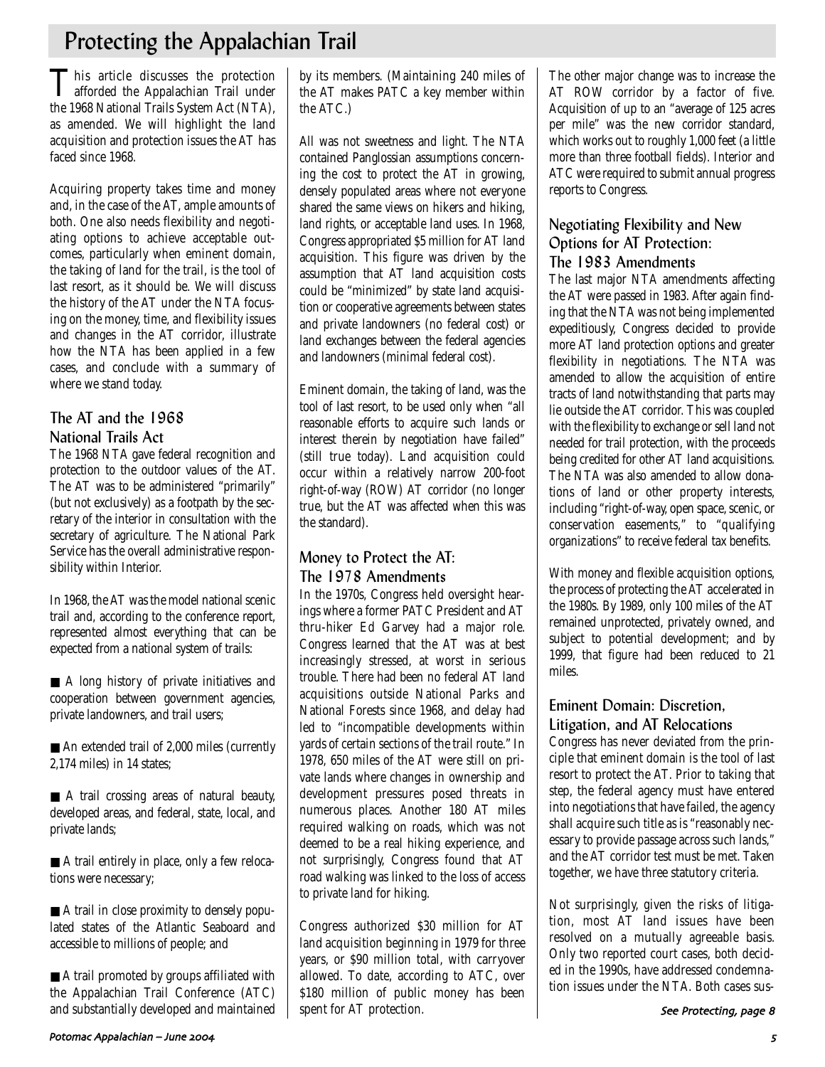# Protecting the Appalachian Trail

This article discusses the protection afforded the Appalachian Trail under the 1968 National Trails System Act (NTA), as amended. We will highlight the land acquisition and protection issues the AT has faced since 1968.

Acquiring property takes time and money and, in the case of the AT, ample amounts of both. One also needs flexibility and negotiating options to achieve acceptable outcomes, particularly when eminent domain, the taking of land for the trail, is the tool of last resort, as it should be. We will discuss the history of the AT under the NTA focusing on the money, time, and flexibility issues and changes in the AT corridor, illustrate how the NTA has been applied in a few cases, and conclude with a summary of where we stand today.

## The AT and the 1968 National Trails Act

The 1968 NTA gave federal recognition and protection to the outdoor values of the AT. The AT was to be administered "primarily" (but not exclusively) as a footpath by the secretary of the interior in consultation with the secretary of agriculture. The National Park Service has the overall administrative responsibility within Interior.

In 1968, the AT was the model national scenic trail and, according to the conference report, represented almost everything that can be expected from a national system of trails:

- A long history of private initiatives and cooperation between government agencies, private landowners, and trail users;
- An extended trail of 2,000 miles (currently 2,174 miles) in 14 states;
- A trail crossing areas of natural beauty, developed areas, and federal, state, local, and private lands;
- A trail entirely in place, only a few relocations were necessary;
- A trail in close proximity to densely populated states of the Atlantic Seaboard and accessible to millions of people; and
- A trail promoted by groups affiliated with the Appalachian Trail Conference (ATC) and substantially developed and maintained by its members. (Maintaining 240 miles of the AT makes PATC a key member within the ATC.)

All was not sweetness and light. The NTA contained Panglossian assumptions concerning the cost to protect the AT in growing, densely populated areas where not everyone shared the same views on hikers and hiking, land rights, or acceptable land uses. In 1968, Congress appropriated $5 million for AT land acquisition. This figure was driven by the assumption that AT land acquisition costs could be "minimized" by state land acquisition or cooperative agreements between states and private landowners (no federal cost) or land exchanges between the federal agencies and landowners (minimal federal cost).

Eminent domain, the taking of land, was the tool of last resort, to be used only when "all reasonable efforts to acquire such lands or interest therein by negotiation have failed" (still true today). Land acquisition could occur within a relatively narrow 200-foot right-of-way (ROW) AT corridor (no longer true, but the AT was affected when this was the standard).

## Money to Protect the AT: The 1978 Amendments

In the 1970s, Congress held oversight hearings where a former PATC President and AT thru-hiker Ed Garvey had a major role. Congress learned that the AT was at best increasingly stressed, at worst in serious trouble. There had been no federal AT land acquisitions outside National Parks and National Forests since 1968, and delay had led to "incompatible developments within yards of certain sections of the trail route." In 1978, 650 miles of the AT were still on private lands where changes in ownership and development pressures posed threats in numerous places. Another 180 AT miles required walking on roads, which was not deemed to be a real hiking experience, and not surprisingly, Congress found that AT road walking was linked to the loss of access to private land for hiking.

Congress authorized $30 million for AT land acquisition beginning in 1979 for three years, or $90 million total, with carryover allowed. To date, according to ATC, over $180 million of public money has been spent for AT protection.

The other major change was to increase the AT ROW corridor by a factor of five. Acquisition of up to an "average of 125 acres per mile" was the new corridor standard, which works out to roughly 1,000 feet (a little more than three football fields). Interior and ATC were required to submit annual progress reports to Congress.

## Negotiating Flexibility and New Options for AT Protection: The 1983 Amendments

The last major NTA amendments affecting the AT were passed in 1983. After again finding that the NTA was not being implemented expeditiously, Congress decided to provide more AT land protection options and greater flexibility in negotiations. The NTA was amended to allow the acquisition of entire tracts of land notwithstanding that parts may lie outside the AT corridor. This was coupled with the flexibility to exchange or sell land not needed for trail protection, with the proceeds being credited for other AT land acquisitions. The NTA was also amended to allow donations of land or other property interests, including "right-of-way, open space, scenic, or conservation easements," to "qualifying organizations" to receive federal tax benefits.

With money and flexible acquisition options, the process of protecting the AT accelerated in the 1980s. By 1989, only 100 miles of the AT remained unprotected, privately owned, and subject to potential development; and by 1999, that figure had been reduced to 21 miles.

## Eminent Domain: Discretion, Litigation, and AT Relocations

Congress has never deviated from the principle that eminent domain is the tool of last resort to protect the AT. Prior to taking that step, the federal agency must have entered into negotiations that have failed, the agency shall acquire such title as is "reasonably necessary to provide passage across such lands," and the AT corridor test must be met. Taken together, we have three statutory criteria.

Not surprisingly, given the risks of litigation, most AT land issues have been resolved on a mutually agreeable basis. Only two reported court cases, both decided in the 1990s, have addressed condemnation issues under the NTA. Both cases sus-

*See Protecting, page 8*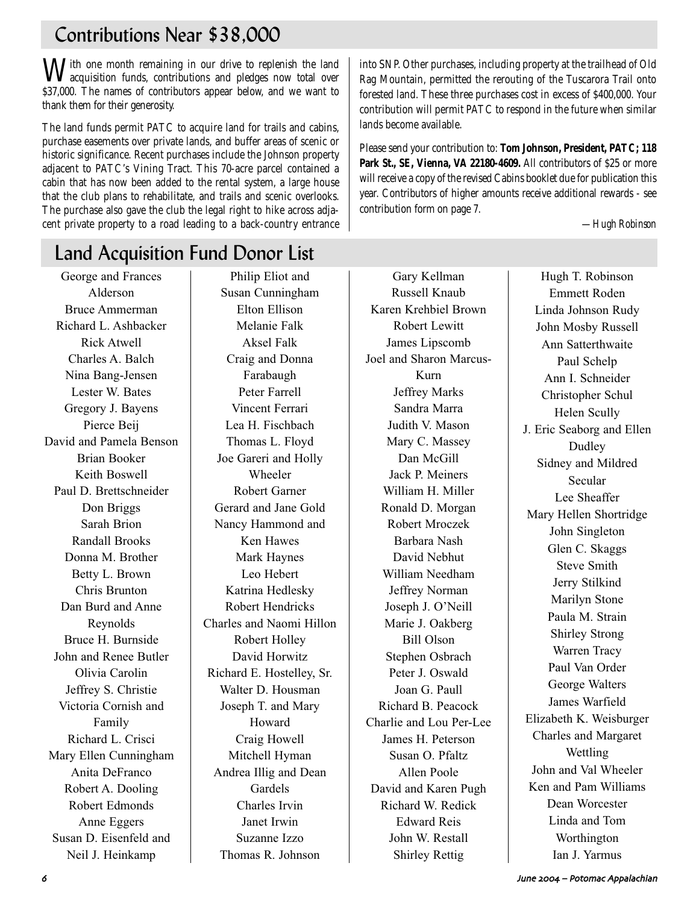## Contributions Near $38,000

With one month remaining in our drive to replenish the land acquisition funds, contributions and pledges now total over $37,000. The names of contributors appear below, and we want to thank them for their generosity.

The land funds permit PATC to acquire land for trails and cabins, purchase easements over private lands, and buffer areas of scenic or historic significance. Recent purchases include the Johnson property adjacent to PATC's Vining Tract. This 70-acre parcel contained a cabin that has now been added to the rental system, a large house that the club plans to rehabilitate, and trails and scenic overlooks. The purchase also gave the club the legal right to hike across adjacent private property to a road leading to a back-country entrance into SNP. Other purchases, including property at the trailhead of Old Rag Mountain, permitted the rerouting of the Tuscarora Trail onto forested land. These three purchases cost in excess of $400,000. Your contribution will permit PATC to respond in the future when similar lands become available.

Please send your contribution to: **Tom Johnson, President, PATC; 118 Park St., SE, Vienna, VA 22180-4609.** All contributors of $25 or more will receive a copy of the revised Cabins booklet due for publication this year. Contributors of higher amounts receive additional rewards - see contribution form on page 7.

*—Hugh Robinson*

## Land Acquisition Fund Donor List

George and Frances Alderson
Bruce Ammerman
Richard L. Ashbacker
Rick Atwell
Charles A. Balch
Nina Bang-Jensen
Lester W. Bates
Gregory J. Bayens
Pierce Beij
David and Pamela Benson
Brian Booker
Keith Boswell
Paul D. Brettschneider
Don Briggs
Sarah Brion
Randall Brooks
Donna M. Brother
Betty L. Brown
Chris Brunton
Dan Burd and Anne Reynolds
Bruce H. Burnside
John and Renee Butler
Olivia Carolin
Jeffrey S. Christie
Victoria Cornish and Family
Richard L. Crisci
Mary Ellen Cunningham
Anita DeFranco
Robert A. Dooling
Robert Edmonds
Anne Eggers
Susan D. Eisenfeld and Neil J. Heinkamp
Philip Eliot and Susan Cunningham
Elton Ellison
Melanie Falk
Aksel Falk
Craig and Donna Farabaugh
Peter Farrell
Vincent Ferrari
Lea H. Fischbach
Thomas L. Floyd
Joe Gareri and Holly Wheeler
Robert Garner
Gerard and Jane Gold
Nancy Hammond and Ken Hawes
Mark Haynes
Leo Hebert
Katrina Hedlesky
Robert Hendricks
Charles and Naomi Hillon
Robert Holley
David Horwitz
Richard E. Hostelley, Sr.
Walter D. Housman
Joseph T. and Mary Howard
Craig Howell
Mitchell Hyman
Andrea Illig and Dean Gardels
Charles Irvin
Janet Irwin
Suzanne Izzo
Thomas R. Johnson
Gary Kellman
Russell Knaub
Karen Krehbiel Brown
Robert Lewitt
James Lipscomb
Joel and Sharon Marcus-Kurn
Jeffrey Marks
Sandra Marra
Judith V. Mason
Mary C. Massey
Dan McGill
Jack P. Meiners
William H. Miller
Ronald D. Morgan
Robert Mroczek
Barbara Nash
David Nebhut
William Needham
Jeffrey Norman
Joseph J. O'Neill
Marie J. Oakberg
Bill Olson
Stephen Osbrach
Peter J. Oswald
Joan G. Paull
Richard B. Peacock
Charlie and Lou Per-Lee
James H. Peterson
Susan O. Pfaltz
Allen Poole
David and Karen Pugh
Richard W. Redick
Edward Reis
John W. Restall
Shirley Rettig
Hugh T. Robinson
Emmett Roden
Linda Johnson Rudy
John Mosby Russell
Ann Satterthwaite
Paul Schelp
Ann I. Schneider
Christopher Schul
Helen Scully
J. Eric Seaborg and Ellen Dudley
Sidney and Mildred Secular
Lee Sheaffer
Mary Hellen Shortridge
John Singleton
Glen C. Skaggs
Steve Smith
Jerry Stilkind
Marilyn Stone
Paula M. Strain
Shirley Strong
Warren Tracy
Paul Van Order
George Walters
James Warfield
Elizabeth K. Weisburger
Charles and Margaret Wettling
John and Val Wheeler
Ken and Pam Williams
Dean Worcester
Linda and Tom Worthington
Ian J. Yarmus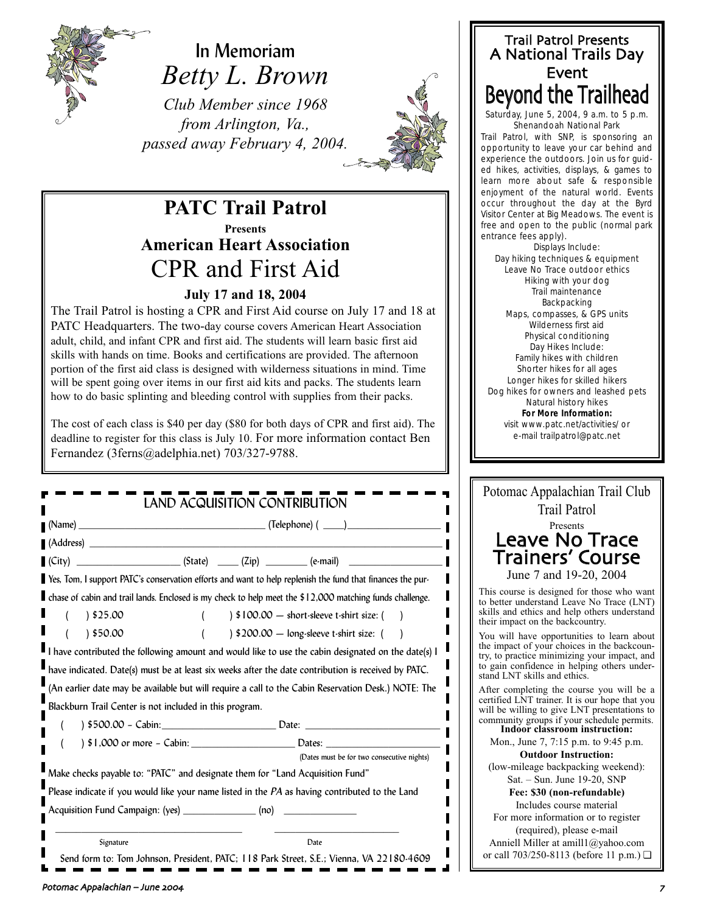# In Memoriam

## *Betty L. Brown*

*Club Member since 1968*
*from Arlington, Va.,*
*passed away February 4, 2004.*

## PATC Trail Patrol

**Presents**

### American Heart Association

## CPR and First Aid

**July 17 and 18, 2004**

The Trail Patrol is hosting a CPR and First Aid course on July 17 and 18 at PATC Headquarters. The two-day course covers American Heart Association adult, child, and infant CPR and first aid. The students will learn basic first aid skills with hands on time. Books and certifications are provided. The afternoon portion of the first aid class is designed with wilderness situations in mind. Time will be spent going over items in our first aid kits and packs. The students learn how to do basic splinting and bleeding control with supplies from their packs.

The cost of each class is $40 per day ($80 for both days of CPR and first aid). The deadline to register for this class is July 10. For more information contact Ben Fernandez (3ferns@adelphia.net) 703/327-9788.

## LAND ACQUISITION CONTRIBUTION

(Name) ______________________________ (Telephone) ( ____)________________

(Address) ______________________________________________________________

(City) __________________ (State) ____ (Zip) ________ (e-mail) ________________

Yes, Tom, I support PATC's conservation efforts and want to help replenish the fund that finances the purchase of cabin and trail lands. Enclosed is my check to help meet the $12,000 matching funds challenge.

( ) $25.00 ( ) $100.00 — short-sleeve t-shirt size: ( )

( ) $50.00 ( ) $200.00 — long-sleeve t-shirt size: ( )

I have contributed the following amount and would like to use the cabin designated on the date(s) I have indicated. Date(s) must be at least six weeks after the date contribution is received by PATC. (An earlier date may be available but will require a call to the Cabin Reservation Desk.) NOTE: The Blackburn Trail Center is not included in this program.

( ) $500.00 – Cabin:____________________ Date: ______________________

( ) $1,000 or more – Cabin: __________________ Dates: ____________________

(Dates must be for two consecutive nights)

Make checks payable to: "PATC" and designate them for "Land Acquisition Fund"

Please indicate if you would like your name listed in the *PA* as having contributed to the Land Acquisition Fund Campaign: (yes) ____________ (no) ____________

_______________________________ ______________________

Signature Date

Send form to: Tom Johnson, President, PATC; 118 Park Street, S.E.; Vienna, VA 22180-4609

### Trail Patrol Presents A National Trails Day Event

## Beyond the Trailhead

Saturday, June 5, 2004, 9 a.m. to 5 p.m.
Shenandoah National Park

Trail Patrol, with SNP, is sponsoring an opportunity to leave your car behind and experience the outdoors. Join us for guided hikes, activities, displays, & games to learn more about safe & responsible enjoyment of the natural world. Events occur throughout the day at the Byrd Visitor Center at Big Meadows. The event is free and open to the public (normal park entrance fees apply).

Displays Include:
- Day hiking techniques & equipment
- Leave No Trace outdoor ethics
- Hiking with your dog
- Trail maintenance
- Backpacking
- Maps, compasses, & GPS units
- Wilderness first aid
- Physical conditioning

Day Hikes Include:
- Family hikes with children
- Shorter hikes for all ages
- Longer hikes for skilled hikers
- Dog hikes for owners and leashed pets
- Natural history hikes

**For More Information:**
visit www.patc.net/activities/ or
e-mail trailpatrol@patc.net

Potomac Appalachian Trail Club
Trail Patrol
Presents

## Leave No Trace Trainers' Course

June 7 and 19-20, 2004

This course is designed for those who want to better understand Leave No Trace (LNT) skills and ethics and help others understand their impact on the backcountry.

You will have opportunities to learn about the impact of your choices in the backcountry, to practice minimizing your impact, and to gain confidence in helping others understand LNT skills and ethics.

After completing the course you will be a certified LNT trainer. It is our hope that you will be willing to give LNT presentations to community groups if your schedule permits.

**Indoor classroom instruction:**
Mon., June 7, 7:15 p.m. to 9:45 p.m.

**Outdoor Instruction:**
(low-mileage backpacking weekend):
Sat. – Sun. June 19-20, SNP

**Fee: $30 (non-refundable)**
Includes course material

For more information or to register (required), please e-mail Anniell Miller at amill1@yahoo.com or call 703/250-8113 (before 11 p.m.) ❑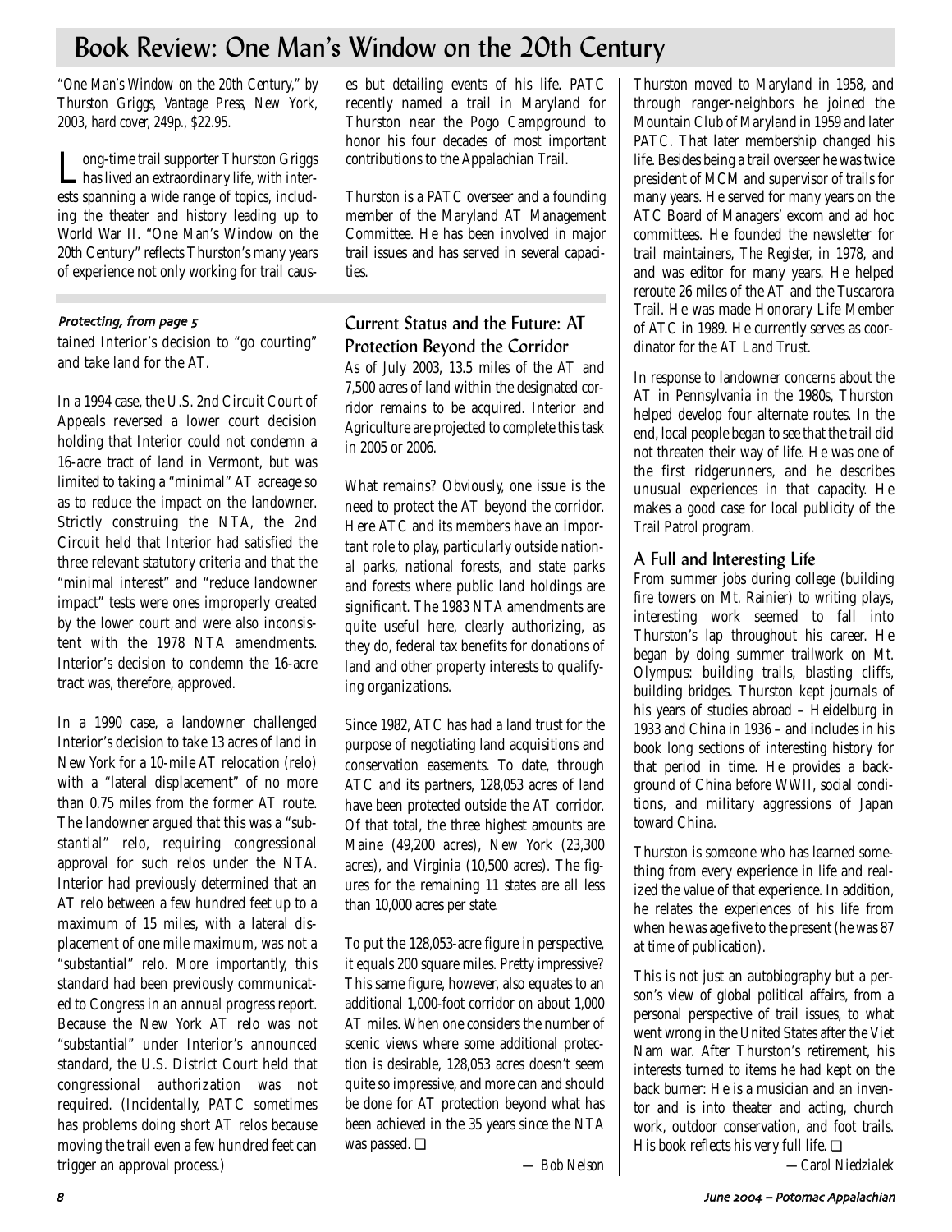# Book Review: One Man's Window on the 20th Century

*"One Man's Window on the 20th Century," by Thurston Griggs, Vantage Press, New York, 2003, hard cover, 249p., $22.95.*

Long-time trail supporter Thurston Griggs has lived an extraordinary life, with interests spanning a wide range of topics, including the theater and history leading up to World War II. "One Man's Window on the 20th Century" reflects Thurston's many years of experience not only working for trail causes but detailing events of his life. PATC recently named a trail in Maryland for Thurston near the Pogo Campground to honor his four decades of most important contributions to the Appalachian Trail.

Thurston is a PATC overseer and a founding member of the Maryland AT Management Committee. He has been involved in major trail issues and has served in several capacities.

Thurston moved to Maryland in 1958, and through ranger-neighbors he joined the Mountain Club of Maryland in 1959 and later PATC. That later membership changed his life. Besides being a trail overseer he was twice president of MCM and supervisor of trails for many years. He served for many years on the ATC Board of Managers' excom and ad hoc committees. He founded the newsletter for trail maintainers, *The Register*, in 1978, and and was editor for many years. He helped reroute 26 miles of the AT and the Tuscarora Trail. He was made Honorary Life Member of ATC in 1989. He currently serves as coordinator for the AT Land Trust.

In response to landowner concerns about the AT in Pennsylvania in the 1980s, Thurston helped develop four alternate routes. In the end, local people began to see that the trail did not threaten their way of life. He was one of the first ridgerunners, and he describes unusual experiences in that capacity. He makes a good case for local publicity of the Trail Patrol program.

## A Full and Interesting Life

From summer jobs during college (building fire towers on Mt. Rainier) to writing plays, interesting work seemed to fall into Thurston's lap throughout his career. He began by doing summer trailwork on Mt. Olympus: building trails, blasting cliffs, building bridges. Thurston kept journals of his years of studies abroad – Heidelburg in 1933 and China in 1936 – and includes in his book long sections of interesting history for that period in time. He provides a background of China before WWII, social conditions, and military aggressions of Japan toward China.

Thurston is someone who has learned something from every experience in life and realized the value of that experience. In addition, he relates the experiences of his life from when he was age five to the present (he was 87 at time of publication).

This is not just an autobiography but a person's view of global political affairs, from a personal perspective of trail issues, to what went wrong in the United States after the Viet Nam war. After Thurston's retirement, his interests turned to items he had kept on the back burner: He is a musician and an inventor and is into theater and acting, church work, outdoor conservation, and foot trails. His book reflects his very full life. ❑

—*Carol Niedzialek*

---

*Protecting, from page 5*

tained Interior's decision to "go courting" and take land for the AT.

In a 1994 case, the U.S. 2nd Circuit Court of Appeals reversed a lower court decision holding that Interior could not condemn a 16-acre tract of land in Vermont, but was limited to taking a "minimal" AT acreage so as to reduce the impact on the landowner. Strictly construing the NTA, the 2nd Circuit held that Interior had satisfied the three relevant statutory criteria and that the "minimal interest" and "reduce landowner impact" tests were ones improperly created by the lower court and were also inconsistent with the 1978 NTA amendments. Interior's decision to condemn the 16-acre tract was, therefore, approved.

In a 1990 case, a landowner challenged Interior's decision to take 13 acres of land in New York for a 10-mile AT relocation (relo) with a "lateral displacement" of no more than 0.75 miles from the former AT route. The landowner argued that this was a "substantial" relo, requiring congressional approval for such relos under the NTA. Interior had previously determined that an AT relo between a few hundred feet up to a maximum of 15 miles, with a lateral displacement of one mile maximum, was not a "substantial" relo. More importantly, this standard had been previously communicated to Congress in an annual progress report. Because the New York AT relo was not "substantial" under Interior's announced standard, the U.S. District Court held that congressional authorization was not required. (Incidentally, PATC sometimes has problems doing short AT relos because moving the trail even a few hundred feet can trigger an approval process.)

## Current Status and the Future: AT Protection Beyond the Corridor

As of July 2003, 13.5 miles of the AT and 7,500 acres of land within the designated corridor remains to be acquired. Interior and Agriculture are projected to complete this task in 2005 or 2006.

What remains? Obviously, one issue is the need to protect the AT beyond the corridor. Here ATC and its members have an important role to play, particularly outside national parks, national forests, and state parks and forests where public land holdings are significant. The 1983 NTA amendments are quite useful here, clearly authorizing, as they do, federal tax benefits for donations of land and other property interests to qualifying organizations.

Since 1982, ATC has had a land trust for the purpose of negotiating land acquisitions and conservation easements. To date, through ATC and its partners, 128,053 acres of land have been protected outside the AT corridor. Of that total, the three highest amounts are Maine (49,200 acres), New York (23,300 acres), and Virginia (10,500 acres). The figures for the remaining 11 states are all less than 10,000 acres per state.

To put the 128,053-acre figure in perspective, it equals 200 square miles. Pretty impressive? This same figure, however, also equates to an additional 1,000-foot corridor on about 1,000 AT miles. When one considers the number of scenic views where some additional protection is desirable, 128,053 acres doesn't seem quite so impressive, and more can and should be done for AT protection beyond what has been achieved in the 35 years since the NTA was passed. ❑

*— Bob Nelson*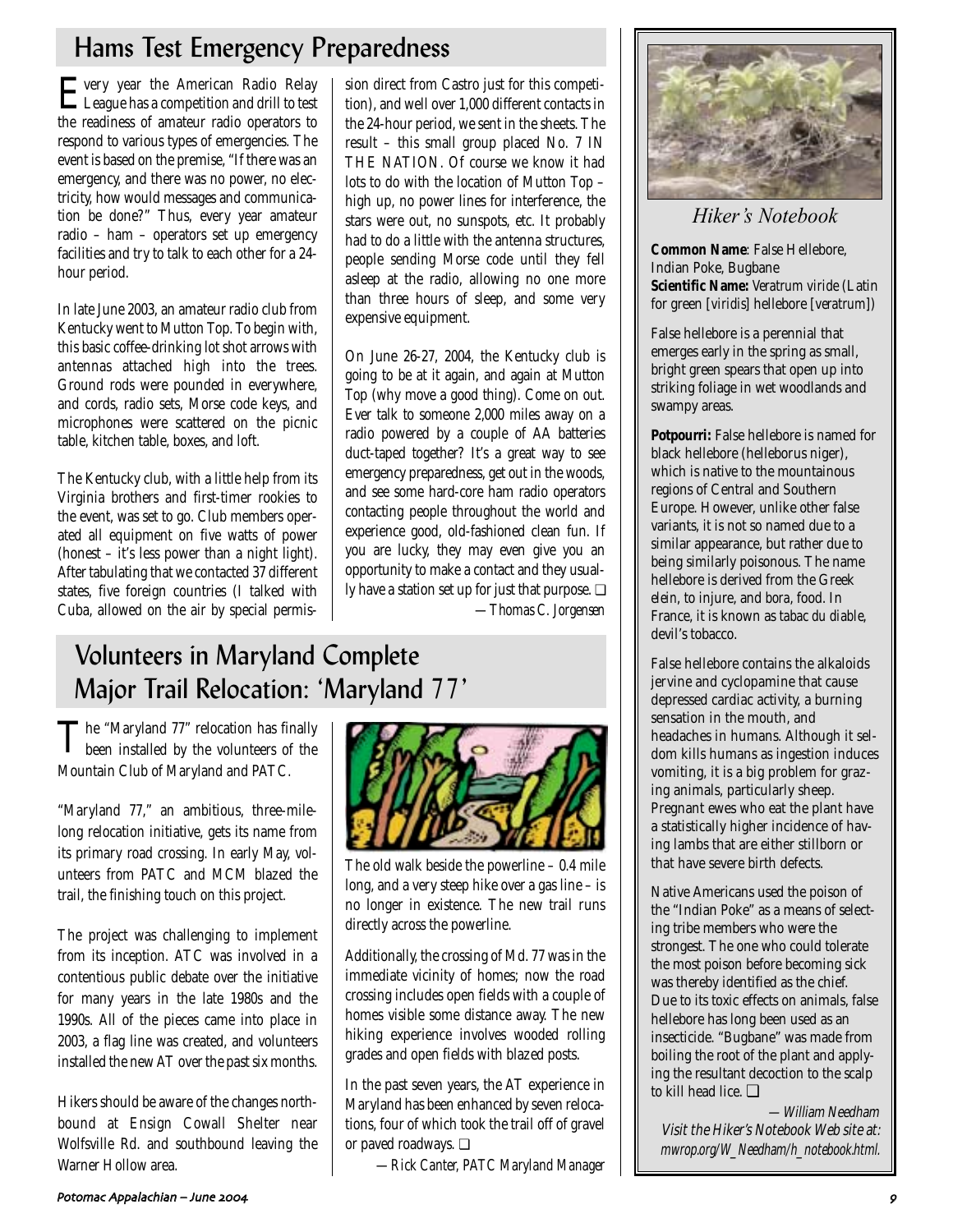## Hams Test Emergency Preparedness

Every year the American Radio Relay League has a competition and drill to test the readiness of amateur radio operators to respond to various types of emergencies. The event is based on the premise, "If there was an emergency, and there was no power, no electricity, how would messages and communication be done?" Thus, every year amateur radio – ham – operators set up emergency facilities and try to talk to each other for a 24-hour period.

In late June 2003, an amateur radio club from Kentucky went to Mutton Top. To begin with, this basic coffee-drinking lot shot arrows with antennas attached high into the trees. Ground rods were pounded in everywhere, and cords, radio sets, Morse code keys, and microphones were scattered on the picnic table, kitchen table, boxes, and loft.

The Kentucky club, with a little help from its Virginia brothers and first-timer rookies to the event, was set to go. Club members operated all equipment on five watts of power (honest – it's less power than a night light). After tabulating that we contacted 37 different states, five foreign countries (I talked with Cuba, allowed on the air by special permission direct from Castro just for this competition), and well over 1,000 different contacts in the 24-hour period, we sent in the sheets. The result – this small group placed No. 7 IN THE NATION. Of course we know it had lots to do with the location of Mutton Top – high up, no power lines for interference, the stars were out, no sunspots, etc. It probably had to do a little with the antenna structures, people sending Morse code until they fell asleep at the radio, allowing no one more than three hours of sleep, and some very expensive equipment.

On June 26-27, 2004, the Kentucky club is going to be at it again, and again at Mutton Top (why move a good thing). Come on out. Ever talk to someone 2,000 miles away on a radio powered by a couple of AA batteries duct-taped together? It's a great way to see emergency preparedness, get out in the woods, and see some hard-core ham radio operators contacting people throughout the world and experience good, old-fashioned clean fun. If you are lucky, they may even give you an opportunity to make a contact and they usually have a station set up for just that purpose. ❑

*—Thomas C. Jorgensen*

## Volunteers in Maryland Complete Major Trail Relocation: 'Maryland 77'

The "Maryland 77" relocation has finally been installed by the volunteers of the Mountain Club of Maryland and PATC.

"Maryland 77," an ambitious, three-mile-long relocation initiative, gets its name from its primary road crossing. In early May, volunteers from PATC and MCM blazed the trail, the finishing touch on this project.

The project was challenging to implement from its inception. ATC was involved in a contentious public debate over the initiative for many years in the late 1980s and the 1990s. All of the pieces came into place in 2003, a flag line was created, and volunteers installed the new AT over the past six months.

Hikers should be aware of the changes northbound at Ensign Cowall Shelter near Wolfsville Rd. and southbound leaving the Warner Hollow area.

The old walk beside the powerline – 0.4 mile long, and a very steep hike over a gas line – is no longer in existence. The new trail runs directly across the powerline.

Additionally, the crossing of Md. 77 was in the immediate vicinity of homes; now the road crossing includes open fields with a couple of homes visible some distance away. The new hiking experience involves wooded rolling grades and open fields with blazed posts.

In the past seven years, the AT experience in Maryland has been enhanced by seven relocations, four of which took the trail off of gravel or paved roadways. ❑

*—Rick Canter, PATC Maryland Manager*

### *Hiker's Notebook*

**Common Name**: False Hellebore, Indian Poke, Bugbane
**Scientific Name:** *Veratrum viride* (Latin for green [*viridis*] hellebore [*veratrum*])

False hellebore is a perennial that emerges early in the spring as small, bright green spears that open up into striking foliage in wet woodlands and swampy areas.

**Potpourri:** False hellebore is named for black hellebore (*helleborus niger*), which is native to the mountainous regions of Central and Southern Europe. However, unlike other false variants, it is not so named due to a similar appearance, but rather due to being similarly poisonous. The name hellebore is derived from the Greek *elein*, to injure, and *bora*, food. In France, it is known as *tabac du diable*, devil's tobacco.

False hellebore contains the alkaloids jervine and cyclopamine that cause depressed cardiac activity, a burning sensation in the mouth, and headaches in humans. Although it seldom kills humans as ingestion induces vomiting, it is a big problem for grazing animals, particularly sheep. Pregnant ewes who eat the plant have a statistically higher incidence of having lambs that are either stillborn or that have severe birth defects.

Native Americans used the poison of the "Indian Poke" as a means of selecting tribe members who were the strongest. The one who could tolerate the most poison before becoming sick was thereby identified as the chief. Due to its toxic effects on animals, false hellebore has long been used as an insecticide. "Bugbane" was made from boiling the root of the plant and applying the resultant decoction to the scalp to kill head lice. ❑

*—William Needham*
*Visit the Hiker's Notebook Web site at: mwrop.org/W_Needham/h_notebook.html.*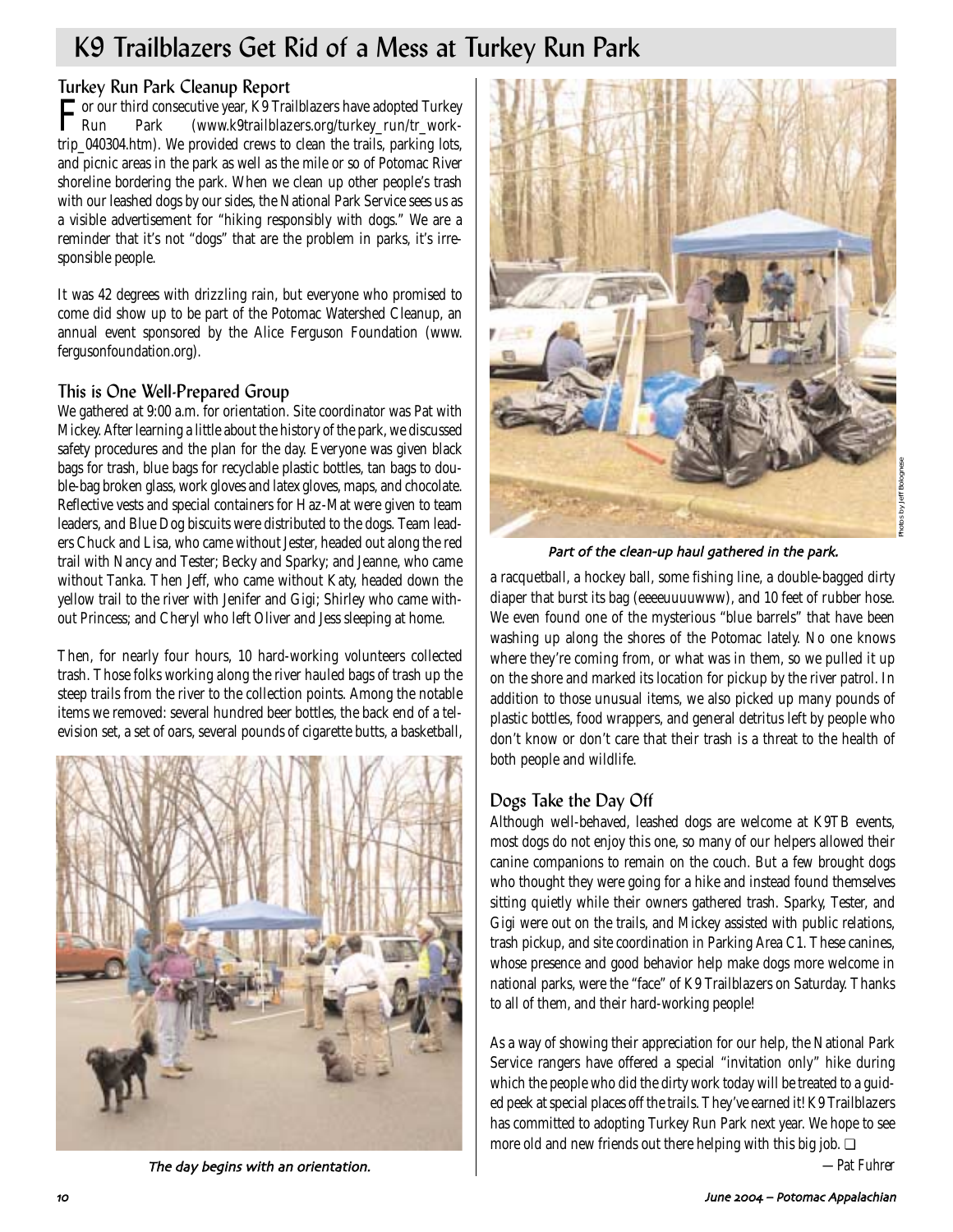# K9 Trailblazers Get Rid of a Mess at Turkey Run Park

## Turkey Run Park Cleanup Report

For our third consecutive year, K9 Trailblazers have adopted Turkey Run Park (www.k9trailblazers.org/turkey_run/tr_worktrip_040304.htm). We provided crews to clean the trails, parking lots, and picnic areas in the park as well as the mile or so of Potomac River shoreline bordering the park. When we clean up other people's trash with our leashed dogs by our sides, the National Park Service sees us as a visible advertisement for "hiking responsibly with dogs." We are a reminder that it's not "dogs" that are the problem in parks, it's irresponsible people.

It was 42 degrees with drizzling rain, but everyone who promised to come did show up to be part of the Potomac Watershed Cleanup, an annual event sponsored by the Alice Ferguson Foundation (www.fergusonfoundation.org).

## This is One Well-Prepared Group

We gathered at 9:00 a.m. for orientation. Site coordinator was Pat with Mickey. After learning a little about the history of the park, we discussed safety procedures and the plan for the day. Everyone was given black bags for trash, blue bags for recyclable plastic bottles, tan bags to double-bag broken glass, work gloves and latex gloves, maps, and chocolate. Reflective vests and special containers for Haz-Mat were given to team leaders, and Blue Dog biscuits were distributed to the dogs. Team leaders Chuck and Lisa, who came without Jester, headed out along the red trail with Nancy and Tester; Becky and Sparky; and Jeanne, who came without Tanka. Then Jeff, who came without Katy, headed down the yellow trail to the river with Jenifer and Gigi; Shirley who came without Princess; and Cheryl who left Oliver and Jess sleeping at home.

Then, for nearly four hours, 10 hard-working volunteers collected trash. Those folks working along the river hauled bags of trash up the steep trails from the river to the collection points. Among the notable items we removed: several hundred beer bottles, the back end of a television set, a set of oars, several pounds of cigarette butts, a basketball, a racquetball, a hockey ball, some fishing line, a double-bagged dirty diaper that burst its bag (eeeeuuuuwww), and 10 feet of rubber hose. We even found one of the mysterious "blue barrels" that have been washing up along the shores of the Potomac lately. No one knows where they're coming from, or what was in them, so we pulled it up on the shore and marked its location for pickup by the river patrol. In addition to those unusual items, we also picked up many pounds of plastic bottles, food wrappers, and general detritus left by people who don't know or don't care that their trash is a threat to the health of both people and wildlife.

*The day begins with an orientation.*

*Part of the clean-up haul gathered in the park.*

Photos by Jeff Bolognese

## Dogs Take the Day Off

Although well-behaved, leashed dogs are welcome at K9TB events, most dogs do not enjoy this one, so many of our helpers allowed their canine companions to remain on the couch. But a few brought dogs who thought they were going for a hike and instead found themselves sitting quietly while their owners gathered trash. Sparky, Tester, and Gigi were out on the trails, and Mickey assisted with public relations, trash pickup, and site coordination in Parking Area C1. These canines, whose presence and good behavior help make dogs more welcome in national parks, were the "face" of K9 Trailblazers on Saturday. Thanks to all of them, and their hard-working people!

As a way of showing their appreciation for our help, the National Park Service rangers have offered a special "invitation only" hike during which the people who did the dirty work today will be treated to a guided peek at special places off the trails. They've earned it! K9 Trailblazers has committed to adopting Turkey Run Park next year. We hope to see more old and new friends out there helping with this big job. ❑

—*Pat Fuhrer*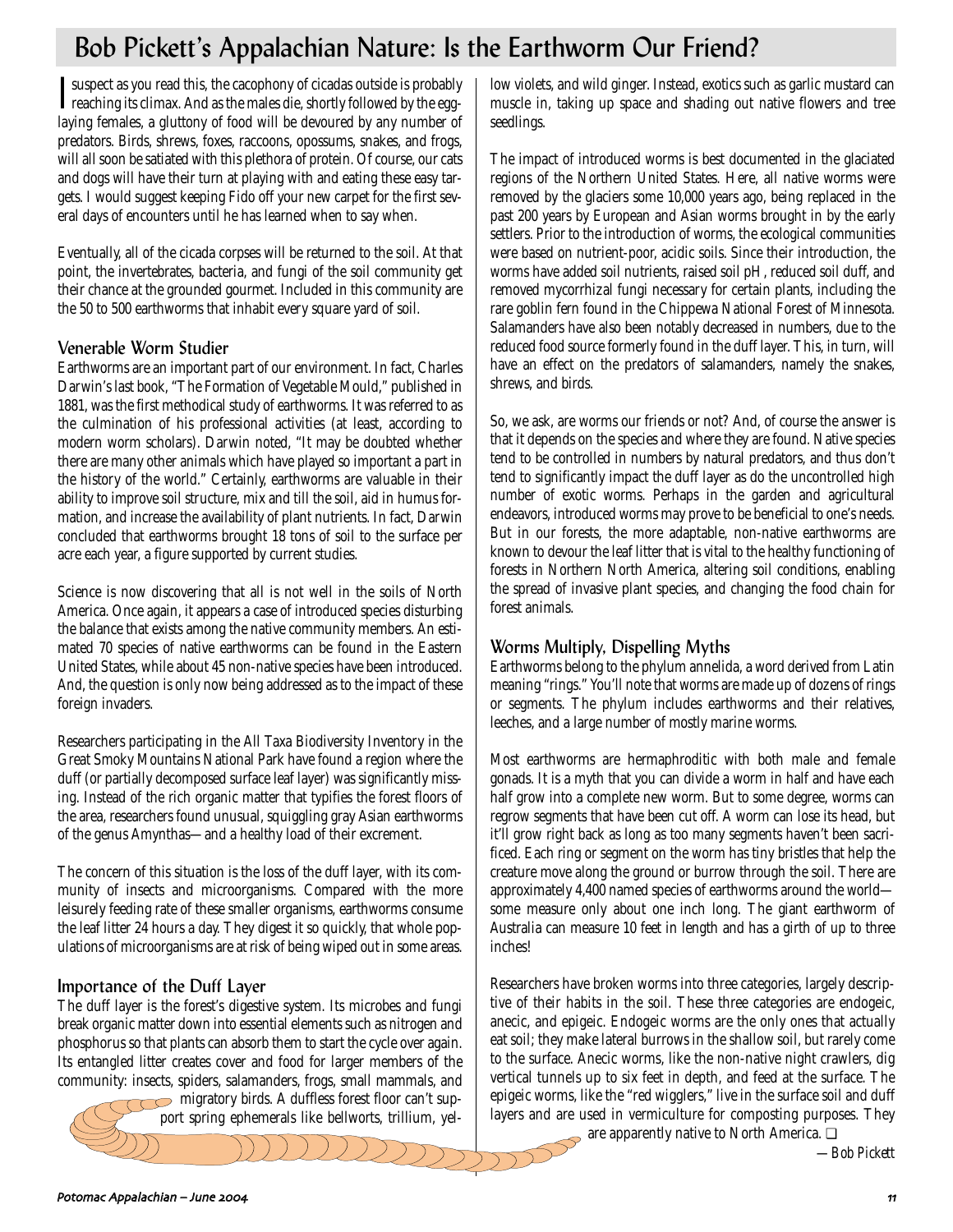# Bob Pickett's Appalachian Nature: Is the Earthworm Our Friend?

I suspect as you read this, the cacophony of cicadas outside is probably reaching its climax. And as the males die, shortly followed by the egg-laying females, a gluttony of food will be devoured by any number of predators. Birds, shrews, foxes, raccoons, opossums, snakes, and frogs, will all soon be satiated with this plethora of protein. Of course, our cats and dogs will have their turn at playing with and eating these easy targets. I would suggest keeping Fido off your new carpet for the first several days of encounters until he has learned when to say when.

Eventually, all of the cicada corpses will be returned to the soil. At that point, the invertebrates, bacteria, and fungi of the soil community get their chance at the grounded gourmet. Included in this community are the 50 to 500 earthworms that inhabit every square yard of soil.

## Venerable Worm Studier

Earthworms are an important part of our environment. In fact, Charles Darwin's last book, "The Formation of Vegetable Mould," published in 1881, was the first methodical study of earthworms. It was referred to as the culmination of his professional activities (at least, according to modern worm scholars). Darwin noted, "It may be doubted whether there are many other animals which have played so important a part in the history of the world." Certainly, earthworms are valuable in their ability to improve soil structure, mix and till the soil, aid in humus formation, and increase the availability of plant nutrients. In fact, Darwin concluded that earthworms brought 18 tons of soil to the surface per acre each year, a figure supported by current studies.

Science is now discovering that all is not well in the soils of North America. Once again, it appears a case of introduced species disturbing the balance that exists among the native community members. An estimated 70 species of native earthworms can be found in the Eastern United States, while about 45 non-native species have been introduced. And, the question is only now being addressed as to the impact of these foreign invaders.

Researchers participating in the All Taxa Biodiversity Inventory in the Great Smoky Mountains National Park have found a region where the duff (or partially decomposed surface leaf layer) was significantly missing. Instead of the rich organic matter that typifies the forest floors of the area, researchers found unusual, squiggling gray Asian earthworms of the genus Amynthas—and a healthy load of their excrement.

The concern of this situation is the loss of the duff layer, with its community of insects and microorganisms. Compared with the more leisurely feeding rate of these smaller organisms, earthworms consume the leaf litter 24 hours a day. They digest it so quickly, that whole populations of microorganisms are at risk of being wiped out in some areas.

## Importance of the Duff Layer

The duff layer is the forest's digestive system. Its microbes and fungi break organic matter down into essential elements such as nitrogen and phosphorus so that plants can absorb them to start the cycle over again. Its entangled litter creates cover and food for larger members of the community: insects, spiders, salamanders, frogs, small mammals, and migratory birds. A duffless forest floor can't support spring ephemerals like bellworts, trillium, yellow violets, and wild ginger. Instead, exotics such as garlic mustard can muscle in, taking up space and shading out native flowers and tree seedlings.

The impact of introduced worms is best documented in the glaciated regions of the Northern United States. Here, all native worms were removed by the glaciers some 10,000 years ago, being replaced in the past 200 years by European and Asian worms brought in by the early settlers. Prior to the introduction of worms, the ecological communities were based on nutrient-poor, acidic soils. Since their introduction, the worms have added soil nutrients, raised soil pH, reduced soil duff, and removed mycorrhizal fungi necessary for certain plants, including the rare goblin fern found in the Chippewa National Forest of Minnesota. Salamanders have also been notably decreased in numbers, due to the reduced food source formerly found in the duff layer. This, in turn, will have an effect on the predators of salamanders, namely the snakes, shrews, and birds.

So, we ask, are worms our friends or not? And, of course the answer is that it depends on the species and where they are found. Native species tend to be controlled in numbers by natural predators, and thus don't tend to significantly impact the duff layer as do the uncontrolled high number of exotic worms. Perhaps in the garden and agricultural endeavors, introduced worms may prove to be beneficial to one's needs. But in our forests, the more adaptable, non-native earthworms are known to devour the leaf litter that is vital to the healthy functioning of forests in Northern North America, altering soil conditions, enabling the spread of invasive plant species, and changing the food chain for forest animals.

## Worms Multiply, Dispelling Myths

Earthworms belong to the phylum annelida, a word derived from Latin meaning "rings." You'll note that worms are made up of dozens of rings or segments. The phylum includes earthworms and their relatives, leeches, and a large number of mostly marine worms.

Most earthworms are hermaphroditic with both male and female gonads. It is a myth that you can divide a worm in half and have each half grow into a complete new worm. But to some degree, worms can regrow segments that have been cut off. A worm can lose its head, but it'll grow right back as long as too many segments haven't been sacrificed. Each ring or segment on the worm has tiny bristles that help the creature move along the ground or burrow through the soil. There are approximately 4,400 named species of earthworms around the world—some measure only about one inch long. The giant earthworm of Australia can measure 10 feet in length and has a girth of up to three inches!

Researchers have broken worms into three categories, largely descriptive of their habits in the soil. These three categories are endogeic, anecic, and epigeic. Endogeic worms are the only ones that actually eat soil; they make lateral burrows in the shallow soil, but rarely come to the surface. Anecic worms, like the non-native night crawlers, dig vertical tunnels up to six feet in depth, and feed at the surface. The epigeic worms, like the "red wigglers," live in the surface soil and duff layers and are used in vermiculture for composting purposes. They are apparently native to North America. ❑

*—Bob Pickett*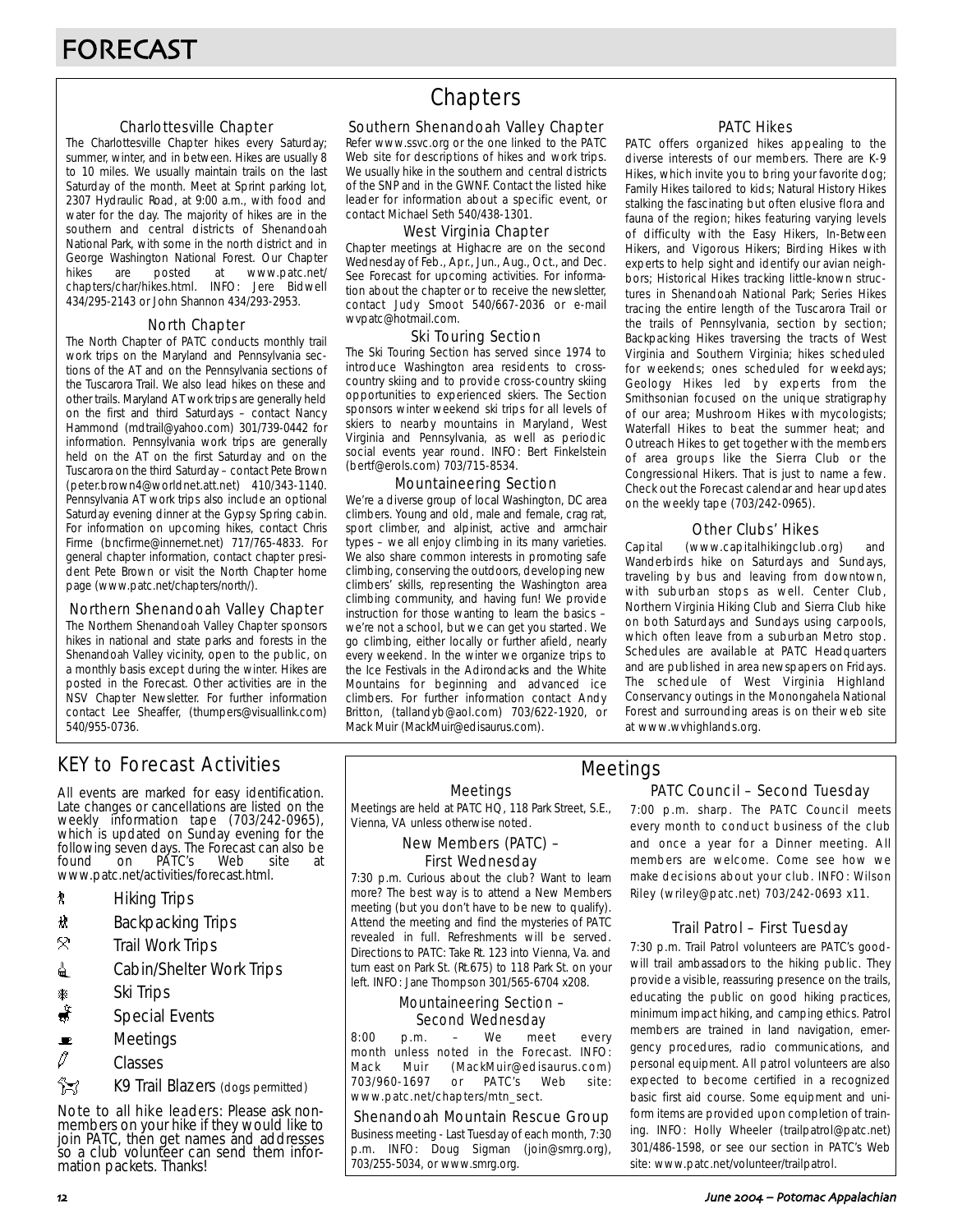# FORECAST

## Chapters

### Charlottesville Chapter

The Charlottesville Chapter hikes every Saturday; summer, winter, and in between. Hikes are usually 8 to 10 miles. We usually maintain trails on the last Saturday of the month. Meet at Sprint parking lot, 2307 Hydraulic Road, at 9:00 a.m., with food and water for the day. The majority of hikes are in the southern and central districts of Shenandoah National Park, with some in the north district and in George Washington National Forest. Our Chapter hikes are posted at www.patc.net/chapters/char/hikes.html. INFO: Jere Bidwell 434/295-2143 or John Shannon 434/293-2953.

### North Chapter

The North Chapter of PATC conducts monthly trail work trips on the Maryland and Pennsylvania sections of the AT and on the Pennsylvania sections of the Tuscarora Trail. We also lead hikes on these and other trails. Maryland AT work trips are generally held on the first and third Saturdays – contact Nancy Hammond (mdtrail@yahoo.com) 301/739-0442 for information. Pennsylvania work trips are generally held on the AT on the first Saturday and on the Tuscarora on the third Saturday – contact Pete Brown (peter.brown4@worldnet.att.net) 410/343-1140. Pennsylvania AT work trips also include an optional Saturday evening dinner at the Gypsy Spring cabin. For information on upcoming hikes, contact Chris Firme (bncfirme@innernet.net) 717/765-4833. For general chapter information, contact chapter president Pete Brown or visit the North Chapter home page (www.patc.net/chapters/north/).

### Northern Shenandoah Valley Chapter

The Northern Shenandoah Valley Chapter sponsors hikes in national and state parks and forests in the Shenandoah Valley vicinity, open to the public, on a monthly basis except during the winter. Hikes are posted in the Forecast. Other activities are in the NSV Chapter Newsletter. For further information contact Lee Sheaffer, (thumpers@visuallink.com) 540/955-0736.

### Southern Shenandoah Valley Chapter

Refer www.ssvc.org or the one linked to the PATC Web site for descriptions of hikes and work trips. We usually hike in the southern and central districts of the SNP and in the GWNF. Contact the listed hike leader for information about a specific event, or contact Michael Seth 540/438-1301.

### West Virginia Chapter

Chapter meetings at Highacre are on the second Wednesday of Feb., Apr., Jun., Aug., Oct., and Dec. See Forecast for upcoming activities. For information about the chapter or to receive the newsletter, contact Judy Smoot 540/667-2036 or e-mail wvpatc@hotmail.com.

### Ski Touring Section

The Ski Touring Section has served since 1974 to introduce Washington area residents to cross-country skiing and to provide cross-country skiing opportunities to experienced skiers. The Section sponsors winter weekend ski trips for all levels of skiers to nearby mountains in Maryland, West Virginia and Pennsylvania, as well as periodic social events year round. INFO: Bert Finkelstein (bertf@erols.com) 703/715-8534.

### Mountaineering Section

We're a diverse group of local Washington, DC area climbers. Young and old, male and female, crag rat, sport climber, and alpinist, active and armchair types – we all enjoy climbing in its many varieties. We also share common interests in promoting safe climbing, conserving the outdoors, developing new climbers' skills, representing the Washington area climbing community, and having fun! We provide instruction for those wanting to learn the basics – we're not a school, but we can get you started. We go climbing, either locally or further afield, nearly every weekend. In the winter we organize trips to the Ice Festivals in the Adirondacks and the White Mountains for beginning and advanced ice climbers. For further information contact Andy Britton, (tallandyb@aol.com) 703/622-1920, or Mack Muir (MackMuir@edisaurus.com).

### PATC Hikes

PATC offers organized hikes appealing to the diverse interests of our members. There are K-9 Hikes, which invite you to bring your favorite dog; Family Hikes tailored to kids; Natural History Hikes stalking the fascinating but often elusive flora and fauna of the region; hikes featuring varying levels of difficulty with the Easy Hikers, In-Between Hikers, and Vigorous Hikers; Birding Hikes with experts to help sight and identify our avian neighbors; Historical Hikes tracking little-known structures in Shenandoah National Park; Series Hikes tracing the entire length of the Tuscarora Trail or the trails of Pennsylvania, section by section; Backpacking Hikes traversing the tracts of West Virginia and Southern Virginia; hikes scheduled for weekends; ones scheduled for weekdays; Geology Hikes led by experts from the Smithsonian focused on the unique stratigraphy of our area; Mushroom Hikes with mycologists; Waterfall Hikes to beat the summer heat; and Outreach Hikes to get together with the members of area groups like the Sierra Club or the Congressional Hikers. That is just to name a few. Check out the Forecast calendar and hear updates on the weekly tape (703/242-0965).

### Other Clubs' Hikes

Capital (www.capitalhikingclub.org) and Wanderbirds hike on Saturdays and Sundays, traveling by bus and leaving from downtown, with suburban stops as well. Center Club, Northern Virginia Hiking Club and Sierra Club hike on both Saturdays and Sundays using carpools, which often leave from a suburban Metro stop. Schedules are available at PATC Headquarters and are published in area newspapers on Fridays. The schedule of West Virginia Highland Conservancy outings in the Monongahela National Forest and surrounding areas is on their web site at www.wvhighlands.org.

## KEY to Forecast Activities

All events are marked for easy identification. Late changes or cancellations are listed on the weekly information tape (703/242-0965), which is updated on Sunday evening for the following seven days. The Forecast can also be found on PATC's Web site at www.patc.net/activities/forecast.html.

- Hiking Trips
- Backpacking Trips
- Trail Work Trips
- Cabin/Shelter Work Trips
- Ski Trips
- Special Events
- Meetings
- Classes
- K9 Trail Blazers (dogs permitted)

Note to all hike leaders: Please ask nonmembers on your hike if they would like to join PATC, then get names and addresses so a club volunteer can send them information packets. Thanks!

## Meetings

### Meetings

Meetings are held at PATC HQ, 118 Park Street, S.E., Vienna, VA unless otherwise noted.

### New Members (PATC) – First Wednesday

7:30 p.m. Curious about the club? Want to learn more? The best way is to attend a New Members meeting (but you don't have to be new to qualify). Attend the meeting and find the mysteries of PATC revealed in full. Refreshments will be served. Directions to PATC: Take Rt. 123 into Vienna, Va. and turn east on Park St. (Rt.675) to 118 Park St. on your left. INFO: Jane Thompson 301/565-6704 x208.

### Mountaineering Section – Second Wednesday

8:00 p.m. – We meet every month unless noted in the Forecast. INFO: Mack Muir (MackMuir@edisaurus.com) 703/960-1697 or PATC's Web site: www.patc.net/chapters/mtn_sect.

### Shenandoah Mountain Rescue Group

Business meeting - Last Tuesday of each month, 7:30 p.m. INFO: Doug Sigman (join@smrg.org), 703/255-5034, or www.smrg.org.

### PATC Council – Second Tuesday

7:00 p.m. sharp. The PATC Council meets every month to conduct business of the club and once a year for a Dinner meeting. All members are welcome. Come see how we make decisions about your club. INFO: Wilson Riley (wriley@patc.net) 703/242-0693 x11.

### Trail Patrol – First Tuesday

7:30 p.m. Trail Patrol volunteers are PATC's goodwill trail ambassadors to the hiking public. They provide a visible, reassuring presence on the trails, educating the public on good hiking practices, minimum impact hiking, and camping ethics. Patrol members are trained in land navigation, emergency procedures, radio communications, and personal equipment. All patrol volunteers are also expected to become certified in a recognized basic first aid course. Some equipment and uniform items are provided upon completion of training. INFO: Holly Wheeler (trailpatrol@patc.net) 301/486-1598, or see our section in PATC's Web site: www.patc.net/volunteer/trailpatrol.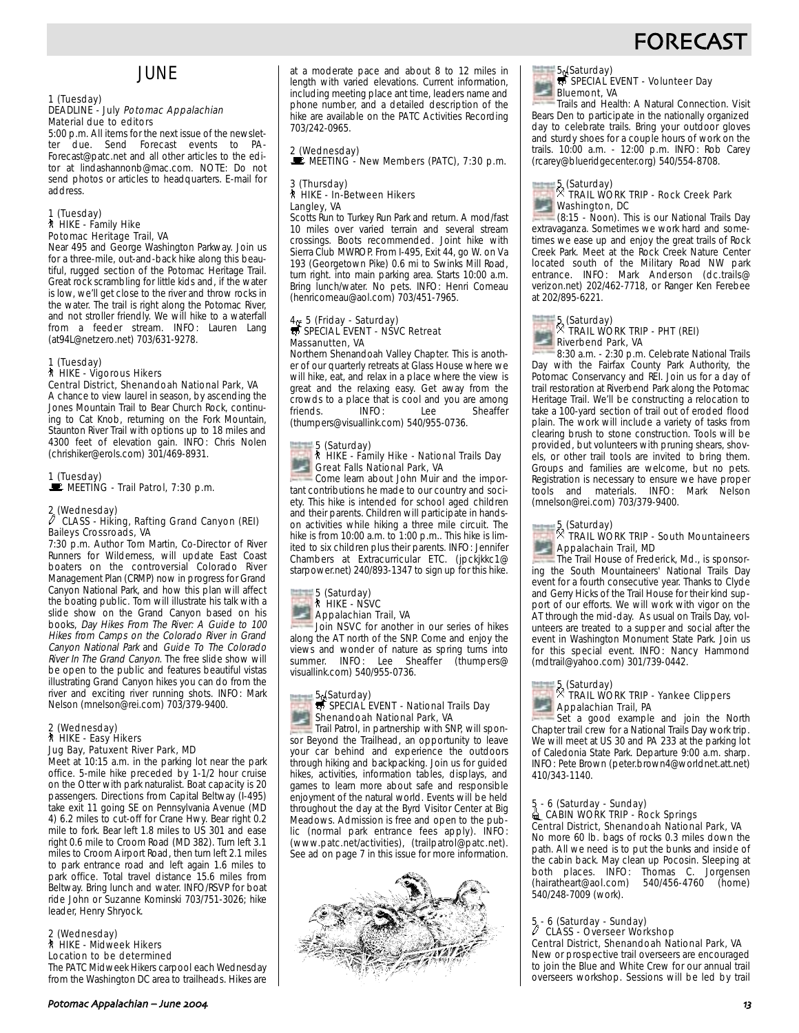# FORECAST

## JUNE

1 (Tuesday)
DEADLINE - July *Potomac Appalachian*
Material due to editors
5:00 p.m. All items for the next issue of the newsletter due. Send Forecast events to PA-Forecast@patc.net and all other articles to the editor at lindashannonb@mac.com. NOTE: Do not send photos or articles to headquarters. E-mail for address.

1 (Tuesday)
HIKE - Family Hike
Potomac Heritage Trail, VA
Near 495 and George Washington Parkway. Join us for a three-mile, out-and-back hike along this beautiful, rugged section of the Potomac Heritage Trail. Great rock scrambling for little kids and, if the water is low, we'll get close to the river and throw rocks in the water. The trail is right along the Potomac River, and not stroller friendly. We will hike to a waterfall from a feeder stream. INFO: Lauren Lang (at94L@netzero.net) 703/631-9278.

1 (Tuesday)
HIKE - Vigorous Hikers
Central District, Shenandoah National Park, VA
A chance to view laurel in season, by ascending the Jones Mountain Trail to Bear Church Rock, continuing to Cat Knob, returning on the Fork Mountain, Staunton River Trail with options up to 18 miles and 4300 feet of elevation gain. INFO: Chris Nolen (chrishiker@erols.com) 301/469-8931.

1 (Tuesday)
MEETING - Trail Patrol, 7:30 p.m.

2 (Wednesday)
CLASS - Hiking, Rafting Grand Canyon (REI)
Baileys Crossroads, VA
7:30 p.m. Author Tom Martin, Co-Director of River Runners for Wilderness, will update East Coast boaters on the controversial Colorado River Management Plan (CRMP) now in progress for Grand Canyon National Park, and how this plan will affect the boating public. Tom will illustrate his talk with a slide show on the Grand Canyon based on his books, *Day Hikes From The River: A Guide to 100 Hikes from Camps on the Colorado River in Grand Canyon National Park* and *Guide To The Colorado River In The Grand Canyon*. The free slide show will be open to the public and features beautiful vistas illustrating Grand Canyon hikes you can do from the river and exciting river running shots. INFO: Mark Nelson (mnelson@rei.com) 703/379-9400.

2 (Wednesday)
HIKE - Easy Hikers
Jug Bay, Patuxent River Park, MD
Meet at 10:15 a.m. in the parking lot near the park office. 5-mile hike preceded by 1-1/2 hour cruise on the Otter with park naturalist. Boat capacity is 20 passengers. Directions from Capital Beltway (I-495) take exit 11 going SE on Pennsylvania Avenue (MD 4) 6.2 miles to cut-off for Crane Hwy. Bear right 0.2 mile to fork. Bear left 1.8 miles to US 301 and ease right 0.6 mile to Croom Road (MD 382). Turn left 3.1 miles to Croom Airport Road, then turn left 2.1 miles to park entrance road and left again 1.6 miles to park office. Total travel distance 15.6 miles from Beltway. Bring lunch and water. INFO/RSVP for boat ride John or Suzanne Kominski 703/751-3026; hike leader, Henry Shryock.

2 (Wednesday)
HIKE - Midweek Hikers
Location to be determined
The PATC Midweek Hikers carpool each Wednesday from the Washington DC area to trailheads. Hikes are at a moderate pace and about 8 to 12 miles in length with varied elevations. Current information, including meeting place ant time, leaders name and phone number, and a detailed description of the hike are available on the PATC Activities Recording 703/242-0965.

2 (Wednesday)
MEETING - New Members (PATC), 7:30 p.m.

3 (Thursday)
HIKE - In-Between Hikers
Langley, VA
Scotts Run to Turkey Run Park and return. A mod/fast 10 miles over varied terrain and several stream crossings. Boots recommended. Joint hike with Sierra Club MWROP. From I-495, Exit 44, go W. on Va 193 (Georgetown Pike) 0.6 mi to Swinks Mill Road, turn right. into main parking area. Starts 10:00 a.m. Bring lunch/water. No pets. INFO: Henri Comeau (henricomeau@aol.com) 703/451-7965.

4 - 5 (Friday - Saturday)
SPECIAL EVENT - NSVC Retreat
Massanutten, VA
Northern Shenandoah Valley Chapter. This is another of our quarterly retreats at Glass House where we will hike, eat, and relax in a place where the view is great and the relaxing easy. Get away from the crowds to a place that is cool and you are among friends. INFO: Lee Sheaffer (thumpers@visuallink.com) 540/955-0736.

5 (Saturday)
HIKE - Family Hike - National Trails Day
Great Falls National Park, VA
Come learn about John Muir and the important contributions he made to our country and society. This hike is intended for school aged children and their parents. Children will participate in hands-on activities while hiking a three mile circuit. The hike is from 10:00 a.m. to 1:00 p.m.. This hike is limited to six children plus their parents. INFO: Jennifer Chambers at Extracurricular ETC. (jpckjkkc1@starpower.net) 240/893-1347 to sign up for this hike.

5 (Saturday)
HIKE - NSVC
Appalachian Trail, VA
Join NSVC for another in our series of hikes along the AT north of the SNP. Come and enjoy the views and wonder of nature as spring turns into summer. INFO: Lee Sheaffer (thumpers@visuallink.com) 540/955-0736.

5 (Saturday)
SPECIAL EVENT - National Trails Day
Shenandoah National Park, VA
Trail Patrol, in partnership with SNP, will sponsor Beyond the Trailhead, an opportunity to leave your car behind and experience the outdoors through hiking and backpacking. Join us for guided hikes, activities, information tables, displays, and games to learn more about safe and responsible enjoyment of the natural world. Events will be held throughout the day at the Byrd Visitor Center at Big Meadows. Admission is free and open to the public (normal park entrance fees apply). INFO: (www.patc.net/activities), (trailpatrol@patc.net). See ad on page 7 in this issue for more information.

5 (Saturday)
SPECIAL EVENT - Volunteer Day
Bluemont, VA
Trails and Health: A Natural Connection. Visit Bears Den to participate in the nationally organized day to celebrate trails. Bring your outdoor gloves and sturdy shoes for a couple hours of work on the trails. 10:00 a.m. - 12:00 p.m. INFO: Rob Carey (rcarey@blueridgecenter.org) 540/554-8708.

5 (Saturday)
TRAIL WORK TRIP - Rock Creek Park
Washington, DC
(8:15 - Noon). This is our National Trails Day extravaganza. Sometimes we work hard and sometimes we ease up and enjoy the great trails of Rock Creek Park. Meet at the Rock Creek Nature Center located south of the Military Road NW park entrance. INFO: Mark Anderson (dc.trails@verizon.net) 202/462-7718, or Ranger Ken Ferebee at 202/895-6221.

5 (Saturday)
TRAIL WORK TRIP - PHT (REI)
Riverbend Park, VA
8:30 a.m. - 2:30 p.m. Celebrate National Trails Day with the Fairfax County Park Authority, the Potomac Conservancy and REI. Join us for a day of trail restoration at Riverbend Park along the Potomac Heritage Trail. We'll be constructing a relocation to take a 100-yard section of trail out of eroded flood plain. The work will include a variety of tasks from clearing brush to stone construction. Tools will be provided, but volunteers with pruning shears, shovels, or other trail tools are invited to bring them. Groups and families are welcome, but no pets. Registration is necessary to ensure we have proper tools and materials. INFO: Mark Nelson (mnelson@rei.com) 703/379-9400.

5 (Saturday)
TRAIL WORK TRIP - South Mountaineers
Appalachain Trail, MD
The Trail House of Frederick, Md., is sponsoring the South Mountaineers' National Trails Day event for a fourth consecutive year. Thanks to Clyde and Gerry Hicks of the Trail House for their kind support of our efforts. We will work with vigor on the AT through the mid-day. As usual on Trails Day, volunteers are treated to a supper and social after the event in Washington Monument State Park. Join us for this special event. INFO: Nancy Hammond (mdtrail@yahoo.com) 301/739-0442.

5 (Saturday)
TRAIL WORK TRIP - Yankee Clippers
Appalachian Trail, PA
Set a good example and join the North Chapter trail crew for a National Trails Day work trip. We will meet at US 30 and PA 233 at the parking lot of Caledonia State Park. Departure 9:00 a.m. sharp. INFO: Pete Brown (peter.brown4@worldnet.att.net) 410/343-1140.

5 - 6 (Saturday - Sunday)
CABIN WORK TRIP - Rock Springs
Central District, Shenandoah National Park, VA
No more 60 lb. bags of rocks 0.3 miles down the path. All we need is to put the bunks and inside of the cabin back. May clean up Pocosin. Sleeping at both places. INFO: Thomas C. Jorgensen (hairatheart@aol.com) 540/456-4760 (home) 540/248-7009 (work).

5 - 6 (Saturday - Sunday)
CLASS - Overseer Workshop
Central District, Shenandoah National Park, VA
New or prospective trail overseers are encouraged to join the Blue and White Crew for our annual trail overseers workshop. Sessions will be led by trail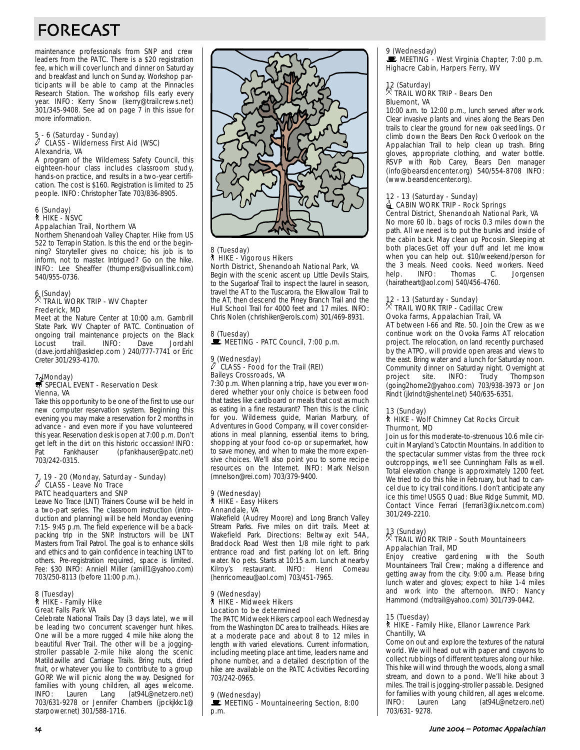# FORECAST

maintenance professionals from SNP and crew leaders from the PATC. There is a $20 registration fee, which will cover lunch and dinner on Saturday and breakfast and lunch on Sunday. Workshop participants will be able to camp at the Pinnacles Research Station. The workshop fills early every year. INFO: Kerry Snow (kerry@trailcrews.net) 301/345-9408. See ad on page 7 in this issue for more information.

5 - 6 (Saturday - Sunday)
CLASS - Wilderness First Aid (WSC)
Alexandria, VA
A program of the Wilderness Safety Council, this eighteen-hour class includes classroom study, hands-on practice, and results in a two-year certification. The cost is $160. Registration is limited to 25 people. INFO: Christopher Tate 703/836-8905.

6 (Sunday)
HIKE - NSVC
Appalachian Trail, Northern VA
Northern Shenandoah Valley Chapter. Hike from US 522 to Terrapin Station. Is this the end or the beginning? Storyteller gives no choice; his job is to inform, not to master. Intrigued? Go on the hike. INFO: Lee Sheaffer (thumpers@visuallink.com) 540/955-0736.

6 (Sunday)
TRAIL WORK TRIP - WV Chapter
Frederick, MD
Meet at the Nature Center at 10:00 a.m. Gambrill State Park. WV Chapter of PATC. Continuation of ongoing trail maintenance projects on the Black Locust trail. INFO: Dave Jordahl (dave.jordahl@askdep.com ) 240/777-7741 or Eric Creter 301/293-4170.

7 (Monday)
SPECIAL EVENT - Reservation Desk
Vienna, VA
Take this opportunity to be one of the first to use our new computer reservation system. Beginning this evening you may make a reservation for 2 months in advance - and even more if you have volunteered this year. Reservation desk is open at 7:00 p.m. Don't get left in the dirt on this historic occassion! INFO: Pat Fankhauser (pfankhauser@patc.net) 703/242-0315.

7, 19 - 20 (Monday, Saturday - Sunday)
CLASS - Leave No Trace
PATC headquarters and SNP
Leave No Trace (LNT) Trainers Course will be held in a two-part series. The classroom instruction (introduction and planning) will be held Monday evening 7:15- 9:45 p.m. The field experience will be a backpacking trip in the SNP. Instructors will be LNT Masters from Trail Patrol. The goal is to enhance skills and ethics and to gain confidence in teaching LNT to others. Pre-registration required, space is limited. Fee: $30 INFO: Anniell Miller (amill1@yahoo.com) 703/250-8113 (before 11:00 p.m.).

8 (Tuesday)
HIKE - Family Hike
Great Falls Park VA
Celebrate National Trails Day (3 days late), we will be leading two concurrent scavenger hunt hikes. One will be a more rugged 4 mile hike along the beautiful River Trail. The other will be a jogging-stroller passable 2-mile hike along the scenic Matildaville and Carriage Trails. Bring nuts, dried fruit, or whatever you like to contribute to a group GORP. We will picnic along the way. Designed for families with young children, all ages welcome. INFO: Lauren Lang (at94L@netzero.net) 703/631-9278 or Jennifer Chambers (jpckjkkc1@ starpower.net) 301/588-1716.

8 (Tuesday)
HIKE - Vigorous Hikers
North District, Shenandoah National Park, VA
Begin with the scenic ascent up Little Devils Stairs, to the Sugarloaf Trail to inspect the laurel in season, travel the AT to the Tuscarora, the Elkwallow Trail to the AT, then descend the Piney Branch Trail and the Hull School Trail for 4000 feet and 17 miles. INFO: Chris Nolen (chrishiker@erols.com) 301/469-8931.

8 (Tuesday)
MEETING - PATC Council, 7:00 p.m.

9 (Wednesday)
CLASS - Food for the Trail (REI)
Baileys Crossroads, VA
7:30 p.m. When planning a trip, have you ever wondered whether your only choice is between food that tastes like cardboard or meals that cost as much as eating in a fine restaurant? Then this is the clinic for you. Wilderness guide, Marian Marbury, of Adventures in Good Company, will cover considerations in meal planning, essential items to bring, shopping at your food co-op or supermarket, how to save money, and when to make the more expensive choices. We'll also point you to some recipe resources on the Internet. INFO: Mark Nelson (mnelson@rei.com) 703/379-9400.

9 (Wednesday)
HIKE - Easy Hikers
Annandale, VA
Wakefield (Audrey Moore) and Long Branch Valley Stream Parks. Five miles on dirt trails. Meet at Wakefield Park. Directions: Beltway exit 54A, Braddock Road West then 1/8 mile right to park entrance road and first parking lot on left. Bring water. No pets. Starts at 10:15 a.m. Lunch at nearby Kilroy's restaurant. INFO: Henri Comeau (henricomeau@aol.com) 703/451-7965.

9 (Wednesday)
HIKE - Midweek Hikers
Location to be determined
The PATC Midweek Hikers carpool each Wednesday from the Washington DC area to trailheads. Hikes are at a moderate pace and about 8 to 12 miles in length with varied elevations. Current information, including meeting place ant time, leaders name and phone number, and a detailed description of the hike are available on the PATC Activities Recording 703/242-0965.

9 (Wednesday)
MEETING - Mountaineering Section, 8:00 p.m.

9 (Wednesday)
MEETING - West Virginia Chapter, 7:00 p.m.
Highacre Cabin, Harpers Ferry, WV

12 (Saturday)
TRAIL WORK TRIP - Bears Den
Bluemont, VA
10:00 a.m. to 12:00 p.m., lunch served after work. Clear invasive plants and vines along the Bears Den trails to clear the ground for new oak seedlings. Or climb down the Bears Den Rock Overlook on the Appalachian Trail to help clean up trash. Bring gloves, appropriate clothing, and water bottle. RSVP with Rob Carey, Bears Den manager (info@bearsdencenter.org) 540/554-8708 INFO: (www.bearsdencenter.org).

12 - 13 (Saturday - Sunday)
CABIN WORK TRIP - Rock Springs
Central District, Shenandoah National Park, VA
No more 60 lb. bags of rocks 0.3 miles down the path. All we need is to put the bunks and inside of the cabin back. May clean up Pocosin. Sleeping at both places.Get off your duff and let me know when you can help out. $10/weekend/person for the 3 meals. Need cooks. Need workers. Need help. INFO: Thomas C. Jorgensen (hairatheart@aol.com) 540/456-4760.

12 - 13 (Saturday - Sunday)
TRAIL WORK TRIP - Cadillac Crew
Ovoka farms, Appalachian Trail, VA
AT between I-66 and Rte. 50. Join the Crew as we continue work on the Ovoka Farms AT relocation project. The relocation, on land recently purchased by the ATPO, will provide open areas and views to the east. Bring water and a lunch for Saturday noon. Community dinner on Saturday night. Overnight at project site. INFO: Trudy Thompson (going2home2@yahoo.com) 703/938-3973 or Jon Rindt (jkrindt@shentel.net) 540/635-6351.

13 (Sunday)
HIKE - Wolf Chimney Cat Rocks Circuit
Thurmont, MD
Join us for this moderate-to-strenuous 10.6 mile circuit in Maryland's Catoctin Mountains. In addition to the spectacular summer vistas from the three rock outcroppings, we'll see Cunningham Falls as well. Total elevation change is approximately 1200 feet. We tried to do this hike in February, but had to cancel due to icy trail conditions. I don't anticipate any ice this time! USGS Quad: Blue Ridge Summit, MD. Contact Vince Ferrari (ferrari3@ix.netcom.com) 301/249-2210.

13 (Sunday)
TRAIL WORK TRIP - South Mountaineers
Appalachian Trail, MD
Enjoy creative gardening with the South Mountaineers Trail Crew; making a difference and getting away from the city. 9:00 a.m. Please bring lunch water and gloves; expect to hike 1-4 miles and work into the afternoon. INFO: Nancy Hammond (mdtrail@yahoo.com) 301/739-0442.

15 (Tuesday)
HIKE - Family Hike, Ellanor Lawrence Park
Chantilly, VA
Come on out and explore the textures of the natural world. We will head out with paper and crayons to collect rubbings of different textures along our hike. This hike will wind through the woods, along a small stream, and down to a pond. We'll hike about 3 miles. The trail is jogging-stroller passable. Designed for families with young children, all ages welcome. INFO: Lauren Lang (at94L@netzero.net) 703/631- 9278.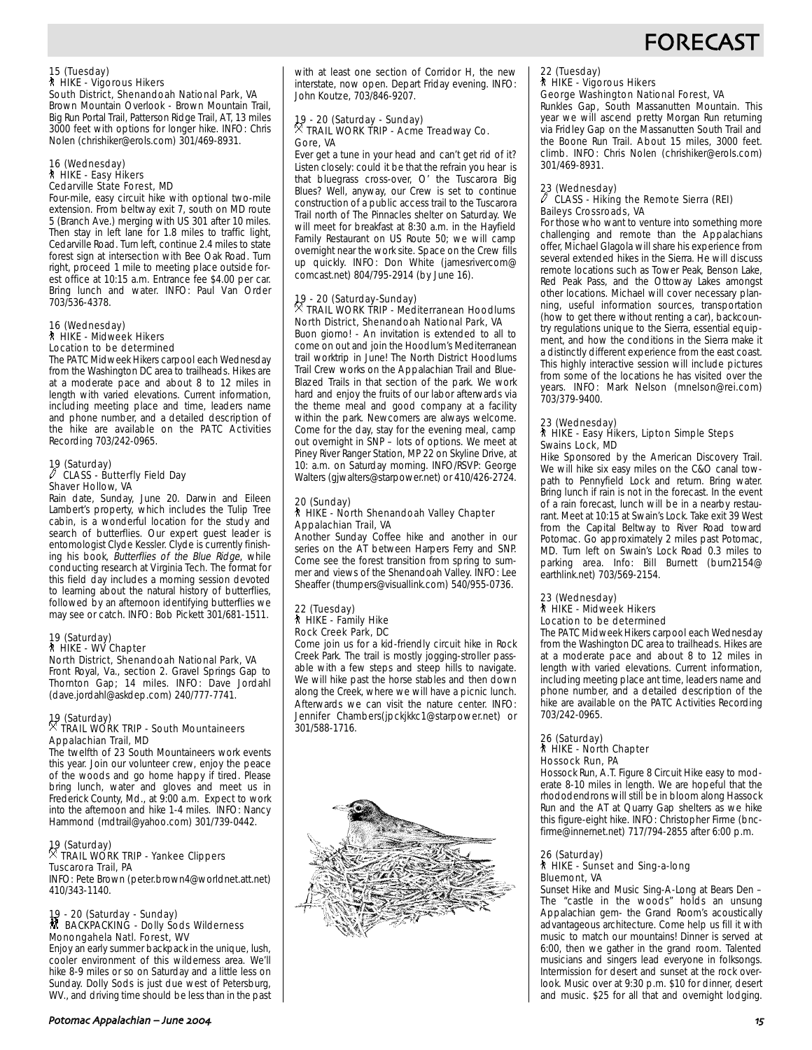# FORECAST

15 (Tuesday)
HIKE - Vigorous Hikers
South District, Shenandoah National Park, VA
Brown Mountain Overlook - Brown Mountain Trail, Big Run Portal Trail, Patterson Ridge Trail, AT, 13 miles 3000 feet with options for longer hike. INFO: Chris Nolen (chrishiker@erols.com) 301/469-8931.

16 (Wednesday)
HIKE - Easy Hikers
Cedarville State Forest, MD
Four-mile, easy circuit hike with optional two-mile extension. From beltway exit 7, south on MD route 5 (Branch Ave.) merging with US 301 after 10 miles. Then stay in left lane for 1.8 miles to traffic light, Cedarville Road. Turn left, continue 2.4 miles to state forest sign at intersection with Bee Oak Road. Turn right, proceed 1 mile to meeting place outside forest office at 10:15 a.m. Entrance fee $4.00 per car. Bring lunch and water. INFO: Paul Van Order 703/536-4378.

16 (Wednesday)
HIKE - Midweek Hikers
Location to be determined
The PATC Midweek Hikers carpool each Wednesday from the Washington DC area to trailheads. Hikes are at a moderate pace and about 8 to 12 miles in length with varied elevations. Current information, including meeting place and time, leaders name and phone number, and a detailed description of the hike are available on the PATC Activities Recording 703/242-0965.

19 (Saturday)
CLASS - Butterfly Field Day
Shaver Hollow, VA
Rain date, Sunday, June 20. Darwin and Eileen Lambert's property, which includes the Tulip Tree cabin, is a wonderful location for the study and search of butterflies. Our expert guest leader is entomologist Clyde Kessler. Clyde is currently finishing his book, *Butterflies of the Blue Ridge*, while conducting research at Virginia Tech. The format for this field day includes a morning session devoted to learning about the natural history of butterflies, followed by an afternoon identifying butterflies we may see or catch. INFO: Bob Pickett 301/681-1511.

19 (Saturday)
HIKE - WV Chapter
North District, Shenandoah National Park, VA
Front Royal, Va., section 2. Gravel Springs Gap to Thornton Gap; 14 miles. INFO: Dave Jordahl (dave.jordahl@askdep.com) 240/777-7741.

19 (Saturday)
TRAIL WORK TRIP - South Mountaineers
Appalachian Trail, MD
The twelfth of 23 South Mountaineers work events this year. Join our volunteer crew, enjoy the peace of the woods and go home happy if tired. Please bring lunch, water and gloves and meet us in Frederick County, Md., at 9:00 a.m. Expect to work into the afternoon and hike 1-4 miles. INFO: Nancy Hammond (mdtrail@yahoo.com) 301/739-0442.

19 (Saturday)
TRAIL WORK TRIP - Yankee Clippers
Tuscarora Trail, PA
INFO: Pete Brown (peter.brown4@worldnet.att.net) 410/343-1140.

19 - 20 (Saturday - Sunday)
BACKPACKING - Dolly Sods Wilderness
Monongahela Natl. Forest, WV
Enjoy an early summer backpack in the unique, lush, cooler environment of this wilderness area. We'll hike 8-9 miles or so on Saturday and a little less on Sunday. Dolly Sods is just due west of Petersburg, WV., and driving time should be less than in the past with at least one section of Corridor H, the new interstate, now open. Depart Friday evening. INFO: John Koutze, 703/846-9207.

19 - 20 (Saturday - Sunday)
TRAIL WORK TRIP - Acme Treadway Co.
Gore, VA
Ever get a tune in your head and can't get rid of it? Listen closely: could it be that the refrain you hear is that bluegrass cross-over, O' the Tuscarora Big Blues? Well, anyway, our Crew is set to continue construction of a public access trail to the Tuscarora Trail north of The Pinnacles shelter on Saturday. We will meet for breakfast at 8:30 a.m. in the Hayfield Family Restaurant on US Route 50; we will camp overnight near the work site. Space on the Crew fills up quickly. INFO: Don White (jamesrivercom@comcast.net) 804/795-2914 (by June 16).

19 - 20 (Saturday-Sunday)
TRAIL WORK TRIP - Mediterranean Hoodlums
North District, Shenandoah National Park, VA
Buon giorno! - An invitation is extended to all to come on out and join the Hoodlum's Mediterranean trail worktrip in June! The North District Hoodlums Trail Crew works on the Appalachian Trail and Blue-Blazed Trails in that section of the park. We work hard and enjoy the fruits of our labor afterwards via the theme meal and good company at a facility within the park. Newcomers are always welcome. Come for the day, stay for the evening meal, camp out overnight in SNP – lots of options. We meet at Piney River Ranger Station, MP 22 on Skyline Drive, at 10: a.m. on Saturday morning. INFO/RSVP: George Walters (gjwalters@starpower.net) or 410/426-2724.

20 (Sunday)
HIKE - North Shenandoah Valley Chapter
Appalachian Trail, VA
Another Sunday Coffee hike and another in our series on the AT between Harpers Ferry and SNP. Come see the forest transition from spring to summer and views of the Shenandoah Valley. INFO: Lee Sheaffer (thumpers@visuallink.com) 540/955-0736.

22 (Tuesday)
HIKE - Family Hike
Rock Creek Park, DC
Come join us for a kid-friendly circuit hike in Rock Creek Park. The trail is mostly jogging-stroller passable with a few steps and steep hills to navigate. We will hike past the horse stables and then down along the Creek, where we will have a picnic lunch. Afterwards we can visit the nature center. INFO: Jennifer Chambers(jpckjkkc1@starpower.net) or 301/588-1716.

22 (Tuesday)
HIKE - Vigorous Hikers
George Washington National Forest, VA
Runkles Gap, South Massanutten Mountain. This year we will ascend pretty Morgan Run returning via Fridley Gap on the Massanutten South Trail and the Boone Run Trail. About 15 miles, 3000 feet. climb. INFO: Chris Nolen (chrishiker@erols.com) 301/469-8931.

23 (Wednesday)
CLASS - Hiking the Remote Sierra (REI)
Baileys Crossroads, VA
For those who want to venture into something more challenging and remote than the Appalachians offer, Michael Glagola will share his experience from several extended hikes in the Sierra. He will discuss remote locations such as Tower Peak, Benson Lake, Red Peak Pass, and the Ottoway Lakes amongst other locations. Michael will cover necessary planning, useful information sources, transportation (how to get there without renting a car), backcountry regulations unique to the Sierra, essential equipment, and how the conditions in the Sierra make it a distinctly different experience from the east coast. This highly interactive session will include pictures from some of the locations he has visited over the years. INFO: Mark Nelson (mnelson@rei.com) 703/379-9400.

23 (Wednesday)
HIKE - Easy Hikers, Lipton Simple Steps
Swains Lock, MD
Hike Sponsored by the American Discovery Trail. We will hike six easy miles on the C&O canal towpath to Pennyfield Lock and return. Bring water. Bring lunch if rain is not in the forecast. In the event of a rain forecast, lunch will be in a nearby restaurant. Meet at 10:15 at Swain's Lock. Take exit 39 West from the Capital Beltway to River Road toward Potomac. Go approximately 2 miles past Potomac, MD. Turn left on Swain's Lock Road 0.3 miles to parking area. Info: Bill Burnett (burn2154@earthlink.net) 703/569-2154.

23 (Wednesday)
HIKE - Midweek Hikers
Location to be determined
The PATC Midweek Hikers carpool each Wednesday from the Washington DC area to trailheads. Hikes are at a moderate pace and about 8 to 12 miles in length with varied elevations. Current information, including meeting place ant time, leaders name and phone number, and a detailed description of the hike are available on the PATC Activities Recording 703/242-0965.

26 (Saturday)
HIKE - North Chapter
Hossock Run, PA
Hossock Run, A.T. Figure 8 Circuit Hike easy to moderate 8-10 miles in length. We are hopeful that the rhododendrons will still be in bloom along Hassock Run and the AT at Quarry Gap shelters as we hike this figure-eight hike. INFO: Christopher Firme (bncfirme@innernet.net) 717/794-2855 after 6:00 p.m.

26 (Saturday)
HIKE - Sunset and Sing-a-long
Bluemont, VA
Sunset Hike and Music Sing-A-Long at Bears Den – The "castle in the woods" holds an unsung Appalachian gem- the Grand Room's acoustically advantageous architecture. Come help us fill it with music to match our mountains! Dinner is served at 6:00, then we gather in the grand room. Talented musicians and singers lead everyone in folksongs. Intermission for desert and sunset at the rock overlook. Music over at 9:30 p.m. $10 for dinner, desert and music. $25 for all that and overnight lodging.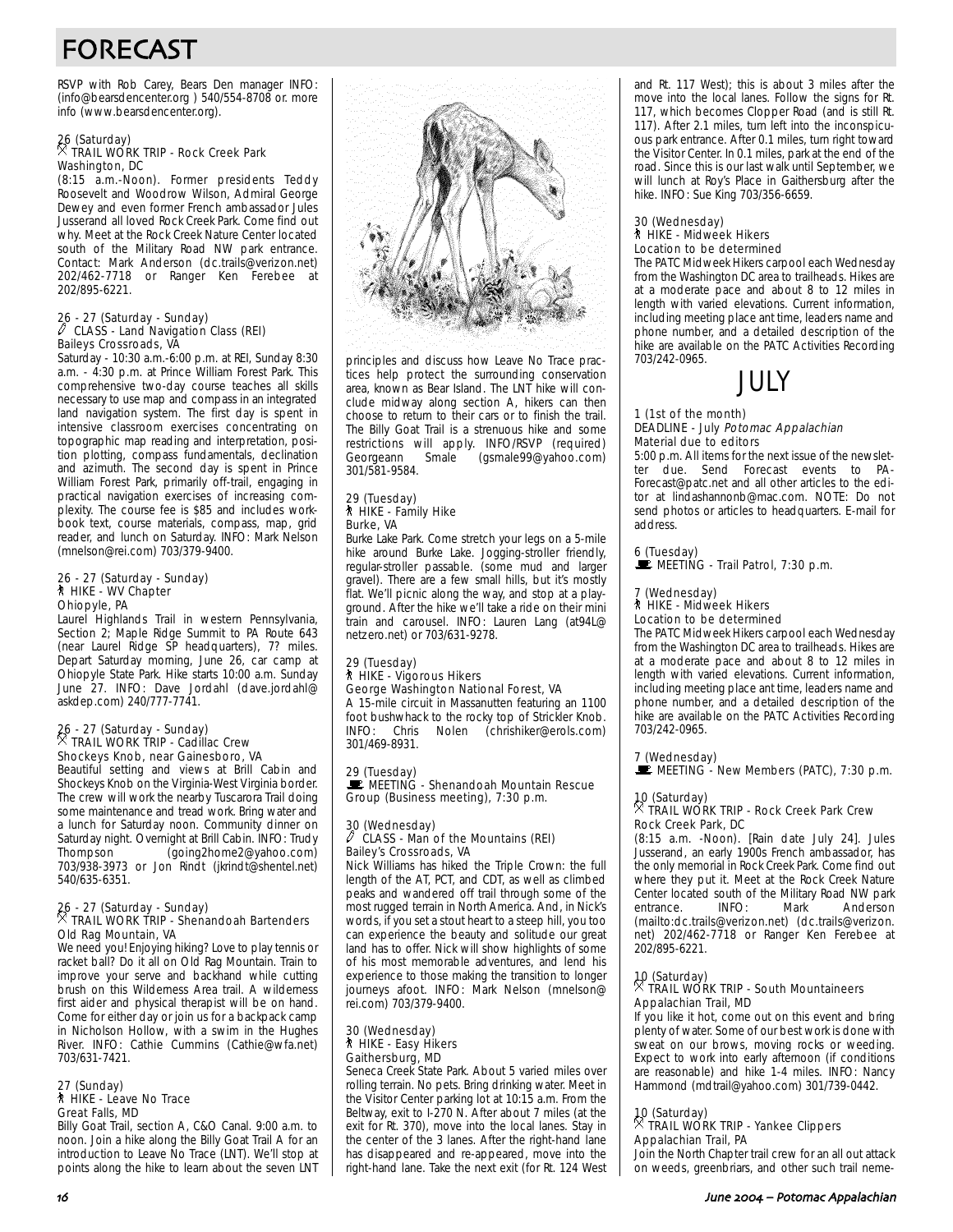# FORECAST

RSVP with Rob Carey, Bears Den manager INFO: (info@bearsdencenter.org ) 540/554-8708 or. more info (www.bearsdencenter.org).

26 (Saturday)
TRAIL WORK TRIP - Rock Creek Park
Washington, DC
(8:15 a.m.-Noon). Former presidents Teddy Roosevelt and Woodrow Wilson, Admiral George Dewey and even former French ambassador Jules Jusserand all loved Rock Creek Park. Come find out why. Meet at the Rock Creek Nature Center located south of the Military Road NW park entrance. Contact: Mark Anderson (dc.trails@verizon.net) 202/462-7718 or Ranger Ken Ferebee at 202/895-6221.

26 - 27 (Saturday - Sunday)
CLASS - Land Navigation Class (REI)
Baileys Crossroads, VA
Saturday - 10:30 a.m.-6:00 p.m. at REI, Sunday 8:30 a.m. - 4:30 p.m. at Prince William Forest Park. This comprehensive two-day course teaches all skills necessary to use map and compass in an integrated land navigation system. The first day is spent in intensive classroom exercises concentrating on topographic map reading and interpretation, position plotting, compass fundamentals, declination and azimuth. The second day is spent in Prince William Forest Park, primarily off-trail, engaging in practical navigation exercises of increasing complexity. The course fee is $85 and includes workbook text, course materials, compass, map, grid reader, and lunch on Saturday. INFO: Mark Nelson (mnelson@rei.com) 703/379-9400.

26 - 27 (Saturday - Sunday)
HIKE - WV Chapter
Ohiopyle, PA
Laurel Highlands Trail in western Pennsylvania, Section 2; Maple Ridge Summit to PA Route 643 (near Laurel Ridge SP headquarters), 7? miles. Depart Saturday morning, June 26, car camp at Ohiopyle State Park. Hike starts 10:00 a.m. Sunday June 27. INFO: Dave Jordahl (dave.jordahl@askdep.com) 240/777-7741.

26 - 27 (Saturday - Sunday)
TRAIL WORK TRIP - Cadillac Crew
Shockeys Knob, near Gainesboro, VA
Beautiful setting and views at Brill Cabin and Shockeys Knob on the Virginia-West Virginia border. The crew will work the nearby Tuscarora Trail doing some maintenance and tread work. Bring water and a lunch for Saturday noon. Community dinner on Saturday night. Overnight at Brill Cabin. INFO: Trudy Thompson (going2home2@yahoo.com) 703/938-3973 or Jon Rindt (jkrindt@shentel.net) 540/635-6351.

26 - 27 (Saturday - Sunday)
TRAIL WORK TRIP - Shenandoah Bartenders
Old Rag Mountain, VA
We need you! Enjoying hiking? Love to play tennis or racket ball? Do it all on Old Rag Mountain. Train to improve your serve and backhand while cutting brush on this Wilderness Area trail. A wilderness first aider and physical therapist will be on hand. Come for either day or join us for a backpack camp in Nicholson Hollow, with a swim in the Hughes River. INFO: Cathie Cummins (Cathie@wfa.net) 703/631-7421.

27 (Sunday)
HIKE - Leave No Trace
Great Falls, MD
Billy Goat Trail, section A, C&O Canal. 9:00 a.m. to noon. Join a hike along the Billy Goat Trail A for an introduction to Leave No Trace (LNT). We'll stop at points along the hike to learn about the seven LNT principles and discuss how Leave No Trace practices help protect the surrounding conservation area, known as Bear Island. The LNT hike will conclude midway along section A, hikers can then choose to return to their cars or to finish the trail. The Billy Goat Trail is a strenuous hike and some restrictions will apply. INFO/RSVP (required) Georgeann Smale (gsmale99@yahoo.com) 301/581-9584.

29 (Tuesday)
HIKE - Family Hike
Burke, VA
Burke Lake Park. Come stretch your legs on a 5-mile hike around Burke Lake. Jogging-stroller friendly, regular-stroller passable. (some mud and larger gravel). There are a few small hills, but it's mostly flat. We'll picnic along the way, and stop at a playground. After the hike we'll take a ride on their mini train and carousel. INFO: Lauren Lang (at94L@netzero.net) or 703/631-9278.

29 (Tuesday)
HIKE - Vigorous Hikers
George Washington National Forest, VA
A 15-mile circuit in Massanutten featuring an 1100 foot bushwhack to the rocky top of Strickler Knob. INFO: Chris Nolen (chrishiker@erols.com) 301/469-8931.

29 (Tuesday)
MEETING - Shenandoah Mountain Rescue Group (Business meeting), 7:30 p.m.

30 (Wednesday)
CLASS - Man of the Mountains (REI)
Bailey's Crossroads, VA
Nick Williams has hiked the Triple Crown: the full length of the AT, PCT, and CDT, as well as climbed peaks and wandered off trail through some of the most rugged terrain in North America. And, in Nick's words, if you set a stout heart to a steep hill, you too can experience the beauty and solitude our great land has to offer. Nick will show highlights of some of his most memorable adventures, and lend his experience to those making the transition to longer journeys afoot. INFO: Mark Nelson (mnelson@rei.com) 703/379-9400.

30 (Wednesday)
HIKE - Easy Hikers
Gaithersburg, MD
Seneca Creek State Park. About 5 varied miles over rolling terrain. No pets. Bring drinking water. Meet in the Visitor Center parking lot at 10:15 a.m. From the Beltway, exit to I-270 N. After about 7 miles (at the exit for Rt. 370), move into the local lanes. Stay in the center of the 3 lanes. After the right-hand lane has disappeared and re-appeared, move into the right-hand lane. Take the next exit (for Rt. 124 West and Rt. 117 West); this is about 3 miles after the move into the local lanes. Follow the signs for Rt. 117, which becomes Clopper Road (and is still Rt. 117). After 2.1 miles, turn left into the inconspicuous park entrance. After 0.1 miles, turn right toward the Visitor Center. In 0.1 miles, park at the end of the road. Since this is our last walk until September, we will lunch at Roy's Place in Gaithersburg after the hike. INFO: Sue King 703/356-6659.

30 (Wednesday)
HIKE - Midweek Hikers
Location to be determined
The PATC Midweek Hikers carpool each Wednesday from the Washington DC area to trailheads. Hikes are at a moderate pace and about 8 to 12 miles in length with varied elevations. Current information, including meeting place ant time, leaders name and phone number, and a detailed description of the hike are available on the PATC Activities Recording 703/242-0965.

## JULY

1 (1st of the month)
DEADLINE - July *Potomac Appalachian*
Material due to editors
5:00 p.m. All items for the next issue of the newsletter due. Send Forecast events to PA-Forecast@patc.net and all other articles to the editor at lindashannonb@mac.com. NOTE: Do not send photos or articles to headquarters. E-mail for address.

6 (Tuesday)
MEETING - Trail Patrol, 7:30 p.m.

7 (Wednesday)
HIKE - Midweek Hikers
Location to be determined
The PATC Midweek Hikers carpool each Wednesday from the Washington DC area to trailheads. Hikes are at a moderate pace and about 8 to 12 miles in length with varied elevations. Current information, including meeting place ant time, leaders name and phone number, and a detailed description of the hike are available on the PATC Activities Recording 703/242-0965.

7 (Wednesday)
MEETING - New Members (PATC), 7:30 p.m.

10 (Saturday)
TRAIL WORK TRIP - Rock Creek Park Crew
Rock Creek Park, DC
(8:15 a.m. -Noon). [Rain date July 24]. Jules Jusserand, an early 1900s French ambassador, has the only memorial in Rock Creek Park. Come find out where they put it. Meet at the Rock Creek Nature Center located south of the Military Road NW park entrance. INFO: Mark Anderson (mailto:dc.trails@verizon.net) (dc.trails@verizon.net) 202/462-7718 or Ranger Ken Ferebee at 202/895-6221.

10 (Saturday)
TRAIL WORK TRIP - South Mountaineers
Appalachian Trail, MD
If you like it hot, come out on this event and bring plenty of water. Some of our best work is done with sweat on our brows, moving rocks or weeding. Expect to work into early afternoon (if conditions are reasonable) and hike 1-4 miles. INFO: Nancy Hammond (mdtrail@yahoo.com) 301/739-0442.

10 (Saturday)
TRAIL WORK TRIP - Yankee Clippers
Appalachian Trail, PA
Join the North Chapter trail crew for an all out attack on weeds, greenbriars, and other such trail neme-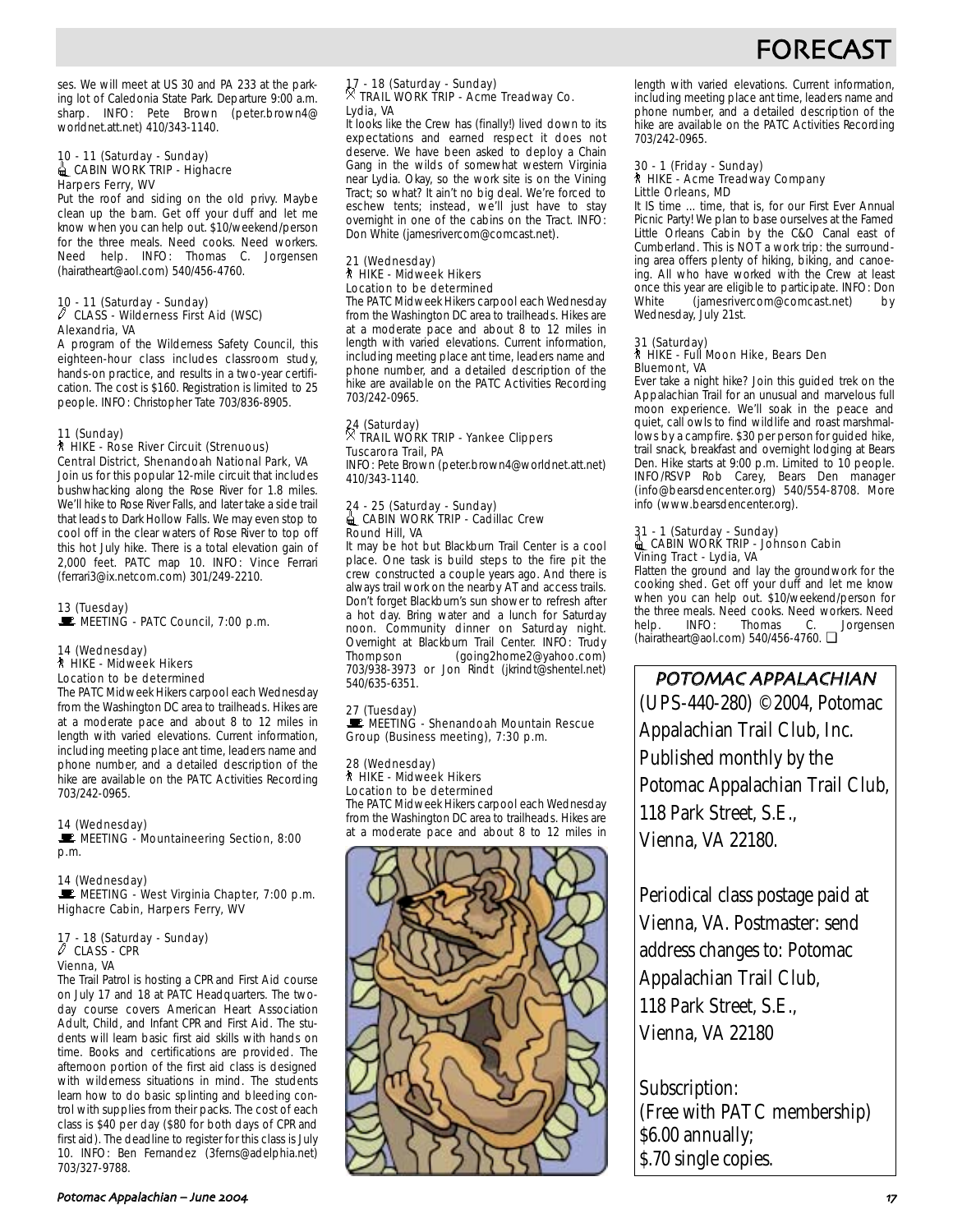ses. We will meet at US 30 and PA 233 at the parking lot of Caledonia State Park. Departure 9:00 a.m. sharp. INFO: Pete Brown (peter.brown4@worldnet.att.net) 410/343-1140.

10 - 11 (Saturday - Sunday)
CABIN WORK TRIP - Highacre
Harpers Ferry, WV
Put the roof and siding on the old privy. Maybe clean up the barn. Get off your duff and let me know when you can help out. $10/weekend/person for the three meals. Need cooks. Need workers. Need help. INFO: Thomas C. Jorgensen (hairatheart@aol.com) 540/456-4760.

10 - 11 (Saturday - Sunday)
CLASS - Wilderness First Aid (WSC)
Alexandria, VA
A program of the Wilderness Safety Council, this eighteen-hour class includes classroom study, hands-on practice, and results in a two-year certification. The cost is $160. Registration is limited to 25 people. INFO: Christopher Tate 703/836-8905.

11 (Sunday)
HIKE - Rose River Circuit (Strenuous)
Central District, Shenandoah National Park, VA
Join us for this popular 12-mile circuit that includes bushwhacking along the Rose River for 1.8 miles. We'll hike to Rose River Falls, and later take a side trail that leads to Dark Hollow Falls. We may even stop to cool off in the clear waters of Rose River to top off this hot July hike. There is a total elevation gain of 2,000 feet. PATC map 10. INFO: Vince Ferrari (ferrari3@ix.netcom.com) 301/249-2210.

13 (Tuesday)
MEETING - PATC Council, 7:00 p.m.

14 (Wednesday)
HIKE - Midweek Hikers
Location to be determined
The PATC Midweek Hikers carpool each Wednesday from the Washington DC area to trailheads. Hikes are at a moderate pace and about 8 to 12 miles in length with varied elevations. Current information, including meeting place ant time, leaders name and phone number, and a detailed description of the hike are available on the PATC Activities Recording 703/242-0965.

14 (Wednesday)
MEETING - Mountaineering Section, 8:00 p.m.

14 (Wednesday)
MEETING - West Virginia Chapter, 7:00 p.m.
Highacre Cabin, Harpers Ferry, WV

17 - 18 (Saturday - Sunday)
CLASS - CPR
Vienna, VA
The Trail Patrol is hosting a CPR and First Aid course on July 17 and 18 at PATC Headquarters. The two-day course covers American Heart Association Adult, Child, and Infant CPR and First Aid. The students will learn basic first aid skills with hands on time. Books and certifications are provided. The afternoon portion of the first aid class is designed with wilderness situations in mind. The students learn how to do basic splinting and bleeding control with supplies from their packs. The cost of each class is $40 per day ($80 for both days of CPR and first aid). The deadline to register for this class is July 10. INFO: Ben Fernandez (3ferns@adelphia.net) 703/327-9788.

17 - 18 (Saturday - Sunday)
TRAIL WORK TRIP - Acme Treadway Co.
Lydia, VA
It looks like the Crew has (finally!) lived down to its expectations and earned respect it does not deserve. We have been asked to deploy a Chain Gang in the wilds of somewhat western Virginia near Lydia. Okay, so the work site is on the Vining Tract; so what? It ain't no big deal. We're forced to eschew tents; instead, we'll just have to stay overnight in one of the cabins on the Tract. INFO: Don White (jamesrivercom@comcast.net).

21 (Wednesday)
HIKE - Midweek Hikers
Location to be determined
The PATC Midweek Hikers carpool each Wednesday from the Washington DC area to trailheads. Hikes are at a moderate pace and about 8 to 12 miles in length with varied elevations. Current information, including meeting place ant time, leaders name and phone number, and a detailed description of the hike are available on the PATC Activities Recording 703/242-0965.

24 (Saturday)
TRAIL WORK TRIP - Yankee Clippers
Tuscarora Trail, PA
INFO: Pete Brown (peter.brown4@worldnet.att.net) 410/343-1140.

24 - 25 (Saturday - Sunday)
CABIN WORK TRIP - Cadillac Crew
Round Hill, VA
It may be hot but Blackburn Trail Center is a cool place. One task is build steps to the fire pit the crew constructed a couple years ago. And there is always trail work on the nearby AT and access trails. Don't forget Blackburn's sun shower to refresh after a hot day. Bring water and a lunch for Saturday noon. Community dinner on Saturday night. Overnight at Blackburn Trail Center. INFO: Trudy Thompson (going2home2@yahoo.com) 703/938-3973 or Jon Rindt (jkrindt@shentel.net) 540/635-6351.

27 (Tuesday)
MEETING - Shenandoah Mountain Rescue Group (Business meeting), 7:30 p.m.

28 (Wednesday)
HIKE - Midweek Hikers
Location to be determined
The PATC Midweek Hikers carpool each Wednesday from the Washington DC area to trailheads. Hikes are at a moderate pace and about 8 to 12 miles in length with varied elevations. Current information, including meeting place ant time, leaders name and phone number, and a detailed description of the hike are available on the PATC Activities Recording 703/242-0965.

30 - 1 (Friday - Sunday)
HIKE - Acme Treadway Company
Little Orleans, MD
It IS time ... time, that is, for our First Ever Annual Picnic Party! We plan to base ourselves at the Famed Little Orleans Cabin by the C&O Canal east of Cumberland. This is NOT a work trip: the surrounding area offers plenty of hiking, biking, and canoeing. All who have worked with the Crew at least once this year are eligible to participate. INFO: Don White (jamesrivercom@comcast.net) by Wednesday, July 21st.

31 (Saturday)
HIKE - Full Moon Hike, Bears Den
Bluemont, VA
Ever take a night hike? Join this guided trek on the Appalachian Trail for an unusual and marvelous full moon experience. We'll soak in the peace and quiet, call owls to find wildlife and roast marshmallows by a campfire. $30 per person for guided hike, trail snack, breakfast and overnight lodging at Bears Den. Hike starts at 9:00 p.m. Limited to 10 people. INFO/RSVP Rob Carey, Bears Den manager (info@bearsdencenter.org) 540/554-8708. More info (www.bearsdencenter.org).

31 - 1 (Saturday - Sunday)
CABIN WORK TRIP - Johnson Cabin
Vining Tract - Lydia, VA
Flatten the ground and lay the groundwork for the cooking shed. Get off your duff and let me know when you can help out. $10/weekend/person for the three meals. Need cooks. Need workers. Need help. INFO: Thomas C. Jorgensen (hairatheart@aol.com) 540/456-4760. ❑

## POTOMAC APPALACHIAN

(UPS-440-280) ©2004, Potomac Appalachian Trail Club, Inc. Published monthly by the Potomac Appalachian Trail Club, 118 Park Street, S.E., Vienna, VA 22180.

Periodical class postage paid at Vienna, VA. Postmaster: send address changes to: Potomac Appalachian Trail Club, 118 Park Street, S.E., Vienna, VA 22180

Subscription:
(Free with PATC membership)
$6.00 annually;
$.70 single copies.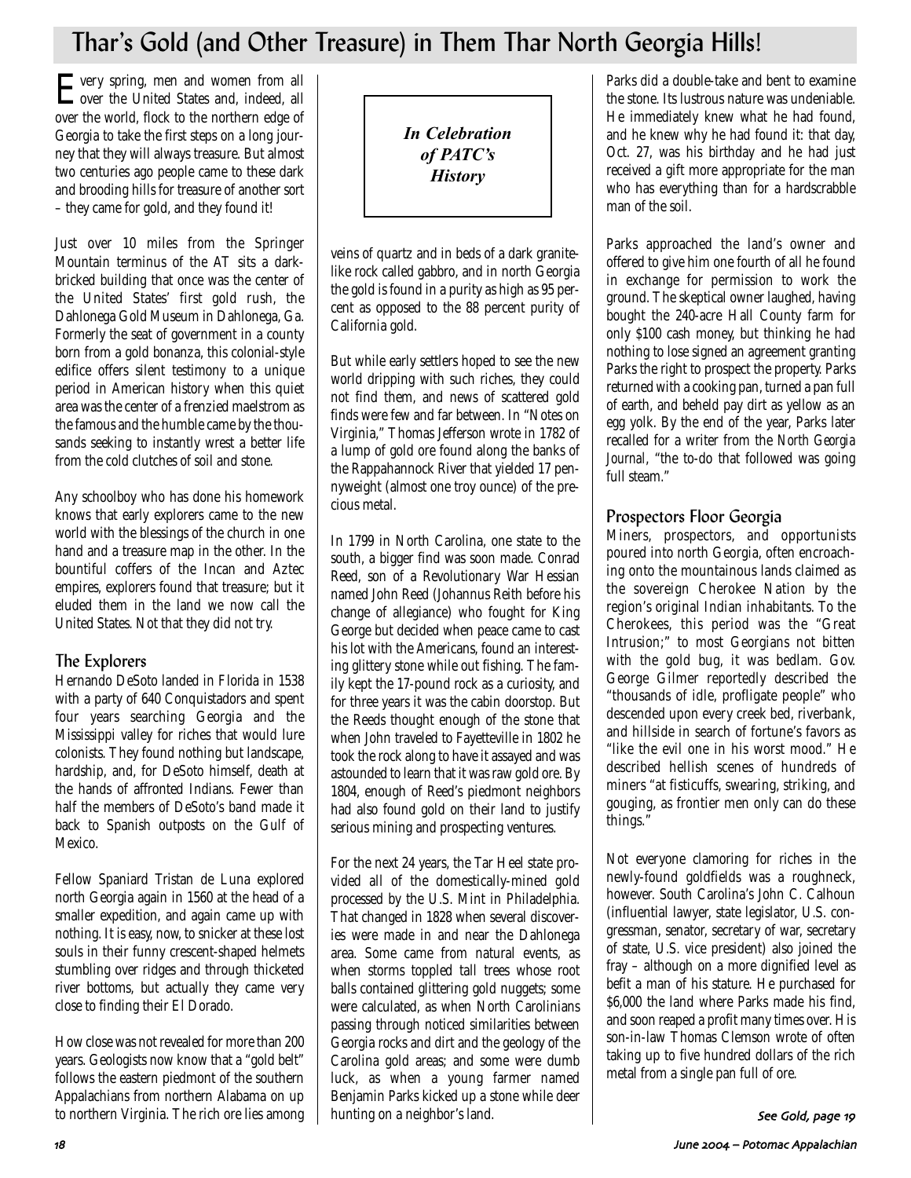# Thar's Gold (and Other Treasure) in Them Thar North Georgia Hills!

Every spring, men and women from all over the United States and, indeed, all over the world, flock to the northern edge of Georgia to take the first steps on a long journey that they will always treasure. But almost two centuries ago people came to these dark and brooding hills for treasure of another sort – they came for gold, and they found it!

Just over 10 miles from the Springer Mountain terminus of the AT sits a dark-bricked building that once was the center of the United States' first gold rush, the Dahlonega Gold Museum in Dahlonega, Ga. Formerly the seat of government in a county born from a gold bonanza, this colonial-style edifice offers silent testimony to a unique period in American history when this quiet area was the center of a frenzied maelstrom as the famous and the humble came by the thousands seeking to instantly wrest a better life from the cold clutches of soil and stone.

Any schoolboy who has done his homework knows that early explorers came to the new world with the blessings of the church in one hand and a treasure map in the other. In the bountiful coffers of the Incan and Aztec empires, explorers found that treasure; but it eluded them in the land we now call the United States. Not that they did not try.

## The Explorers

Hernando DeSoto landed in Florida in 1538 with a party of 640 Conquistadors and spent four years searching Georgia and the Mississippi valley for riches that would lure colonists. They found nothing but landscape, hardship, and, for DeSoto himself, death at the hands of affronted Indians. Fewer than half the members of DeSoto's band made it back to Spanish outposts on the Gulf of Mexico.

Fellow Spaniard Tristan de Luna explored north Georgia again in 1560 at the head of a smaller expedition, and again came up with nothing. It is easy, now, to snicker at these lost souls in their funny crescent-shaped helmets stumbling over ridges and through thicketed river bottoms, but actually they came very close to finding their El Dorado.

How close was not revealed for more than 200 years. Geologists now know that a "gold belt" follows the eastern piedmont of the southern Appalachians from northern Alabama on up to northern Virginia. The rich ore lies among

***In Celebration of PATC's History***

veins of quartz and in beds of a dark granite-like rock called gabbro, and in north Georgia the gold is found in a purity as high as 95 percent as opposed to the 88 percent purity of California gold.

But while early settlers hoped to see the new world dripping with such riches, they could not find them, and news of scattered gold finds were few and far between. In "Notes on Virginia," Thomas Jefferson wrote in 1782 of a lump of gold ore found along the banks of the Rappahannock River that yielded 17 pennyweight (almost one troy ounce) of the precious metal.

In 1799 in North Carolina, one state to the south, a bigger find was soon made. Conrad Reed, son of a Revolutionary War Hessian named John Reed (Johannus Reith before his change of allegiance) who fought for King George but decided when peace came to cast his lot with the Americans, found an interesting glittery stone while out fishing. The family kept the 17-pound rock as a curiosity, and for three years it was the cabin doorstop. But the Reeds thought enough of the stone that when John traveled to Fayetteville in 1802 he took the rock along to have it assayed and was astounded to learn that it was raw gold ore. By 1804, enough of Reed's piedmont neighbors had also found gold on their land to justify serious mining and prospecting ventures.

For the next 24 years, the Tar Heel state provided all of the domestically-mined gold processed by the U.S. Mint in Philadelphia. That changed in 1828 when several discoveries were made in and near the Dahlonega area. Some came from natural events, as when storms toppled tall trees whose root balls contained glittering gold nuggets; some were calculated, as when North Carolinians passing through noticed similarities between Georgia rocks and dirt and the geology of the Carolina gold areas; and some were dumb luck, as when a young farmer named Benjamin Parks kicked up a stone while deer hunting on a neighbor's land.

Parks did a double-take and bent to examine the stone. Its lustrous nature was undeniable. He immediately knew what he had found, and he knew why he had found it: that day, Oct. 27, was his birthday and he had just received a gift more appropriate for the man who has everything than for a hardscrabble man of the soil.

Parks approached the land's owner and offered to give him one fourth of all he found in exchange for permission to work the ground. The skeptical owner laughed, having bought the 240-acre Hall County farm for only $100 cash money, but thinking he had nothing to lose signed an agreement granting Parks the right to prospect the property. Parks returned with a cooking pan, turned a pan full of earth, and beheld pay dirt as yellow as an egg yolk. By the end of the year, Parks later recalled for a writer from the *North Georgia Journal*, "the to-do that followed was going full steam."

## Prospectors Floor Georgia

Miners, prospectors, and opportunists poured into north Georgia, often encroaching onto the mountainous lands claimed as the sovereign Cherokee Nation by the region's original Indian inhabitants. To the Cherokees, this period was the "Great Intrusion;" to most Georgians not bitten with the gold bug, it was bedlam. Gov. George Gilmer reportedly described the "thousands of idle, profligate people" who descended upon every creek bed, riverbank, and hillside in search of fortune's favors as "like the evil one in his worst mood." He described hellish scenes of hundreds of miners "at fisticuffs, swearing, striking, and gouging, as frontier men only can do these things."

Not everyone clamoring for riches in the newly-found goldfields was a roughneck, however. South Carolina's John C. Calhoun (influential lawyer, state legislator, U.S. congressman, senator, secretary of war, secretary of state, U.S. vice president) also joined the fray – although on a more dignified level as befit a man of his stature. He purchased for $6,000 the land where Parks made his find, and soon reaped a profit many times over. His son-in-law Thomas Clemson wrote of often taking up to five hundred dollars of the rich metal from a single pan full of ore.

*See Gold, page 19*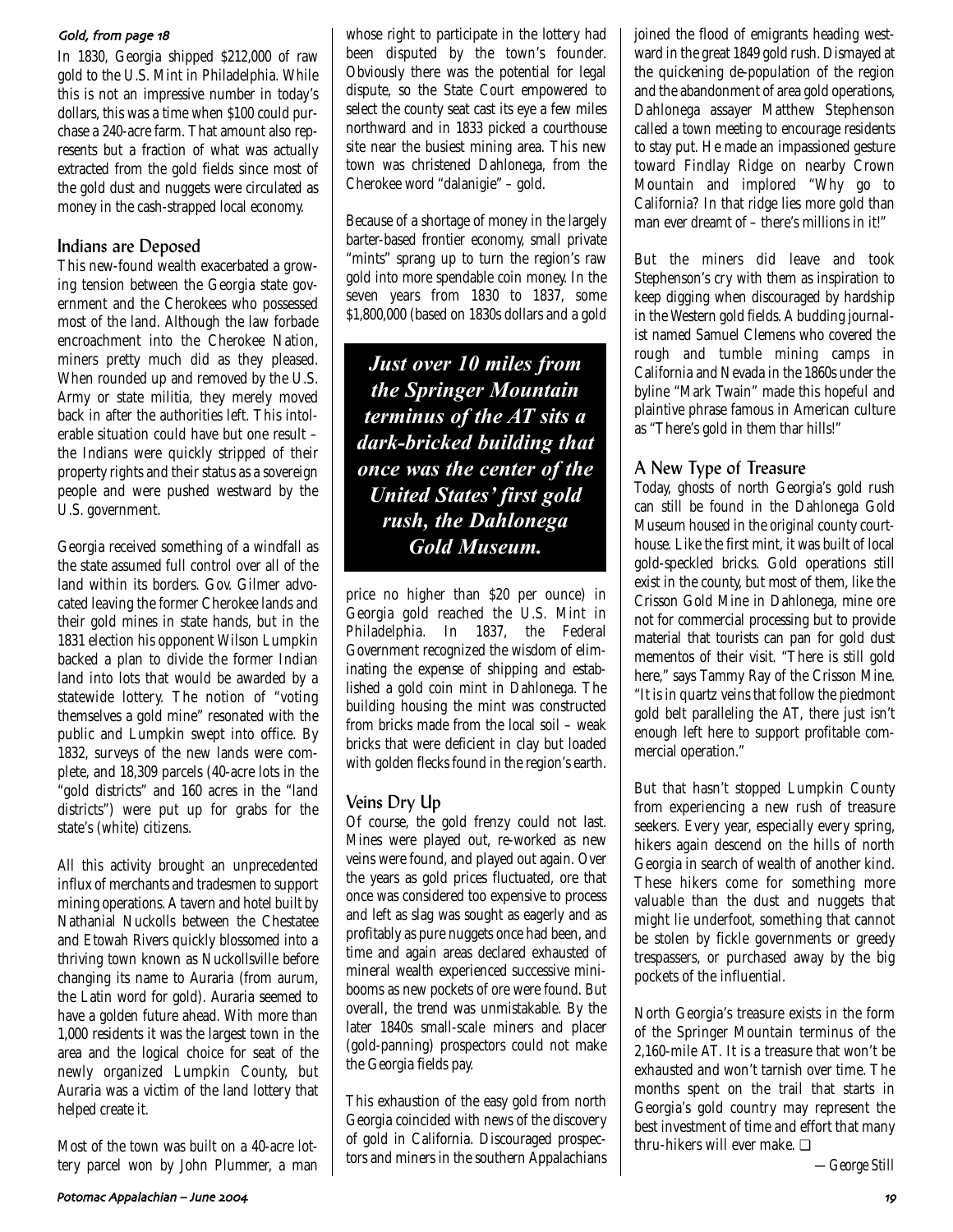*Gold, from page 18*

In 1830, Georgia shipped $212,000 of raw gold to the U.S. Mint in Philadelphia. While this is not an impressive number in today's dollars, this was a time when $100 could purchase a 240-acre farm. That amount also represents but a fraction of what was actually extracted from the gold fields since most of the gold dust and nuggets were circulated as money in the cash-strapped local economy.

## Indians are Deposed

This new-found wealth exacerbated a growing tension between the Georgia state government and the Cherokees who possessed most of the land. Although the law forbade encroachment into the Cherokee Nation, miners pretty much did as they pleased. When rounded up and removed by the U.S. Army or state militia, they merely moved back in after the authorities left. This intolerable situation could have but one result – the Indians were quickly stripped of their property rights and their status as a sovereign people and were pushed westward by the U.S. government.

Georgia received something of a windfall as the state assumed full control over all of the land within its borders. Gov. Gilmer advocated leaving the former Cherokee lands and their gold mines in state hands, but in the 1831 election his opponent Wilson Lumpkin backed a plan to divide the former Indian land into lots that would be awarded by a statewide lottery. The notion of "voting themselves a gold mine" resonated with the public and Lumpkin swept into office. By 1832, surveys of the new lands were complete, and 18,309 parcels (40-acre lots in the "gold districts" and 160 acres in the "land districts") were put up for grabs for the state's (white) citizens.

All this activity brought an unprecedented influx of merchants and tradesmen to support mining operations. A tavern and hotel built by Nathanial Nuckolls between the Chestatee and Etowah Rivers quickly blossomed into a thriving town known as Nuckollsville before changing its name to Auraria (from aurum, the Latin word for gold). Auraria seemed to have a golden future ahead. With more than 1,000 residents it was the largest town in the area and the logical choice for seat of the newly organized Lumpkin County, but Auraria was a victim of the land lottery that helped create it.

Most of the town was built on a 40-acre lottery parcel won by John Plummer, a man whose right to participate in the lottery had been disputed by the town's founder. Obviously there was the potential for legal dispute, so the State Court empowered to select the county seat cast its eye a few miles northward and in 1833 picked a courthouse site near the busiest mining area. This new town was christened Dahlonega, from the Cherokee word "dalanigie" – gold.

Because of a shortage of money in the largely barter-based frontier economy, small private "mints" sprang up to turn the region's raw gold into more spendable coin money. In the seven years from 1830 to 1837, some $1,800,000 (based on 1830s dollars and a gold price no higher than $20 per ounce) in Georgia gold reached the U.S. Mint in Philadelphia. In 1837, the Federal Government recognized the wisdom of eliminating the expense of shipping and established a gold coin mint in Dahlonega. The building housing the mint was constructed from bricks made from the local soil – weak bricks that were deficient in clay but loaded with golden flecks found in the region's earth.

> ***Just over 10 miles from the Springer Mountain terminus of the AT sits a dark-bricked building that once was the center of the United States' first gold rush, the Dahlonega Gold Museum.***

## Veins Dry Up

Of course, the gold frenzy could not last. Mines were played out, re-worked as new veins were found, and played out again. Over the years as gold prices fluctuated, ore that once was considered too expensive to process and left as slag was sought as eagerly and as profitably as pure nuggets once had been, and time and again areas declared exhausted of mineral wealth experienced successive mini-booms as new pockets of ore were found. But overall, the trend was unmistakable. By the later 1840s small-scale miners and placer (gold-panning) prospectors could not make the Georgia fields pay.

This exhaustion of the easy gold from north Georgia coincided with news of the discovery of gold in California. Discouraged prospectors and miners in the southern Appalachians joined the flood of emigrants heading westward in the great 1849 gold rush. Dismayed at the quickening de-population of the region and the abandonment of area gold operations, Dahlonega assayer Matthew Stephenson called a town meeting to encourage residents to stay put. He made an impassioned gesture toward Findlay Ridge on nearby Crown Mountain and implored "Why go to California? In that ridge lies more gold than man ever dreamt of – there's millions in it!"

But the miners did leave and took Stephenson's cry with them as inspiration to keep digging when discouraged by hardship in the Western gold fields. A budding journalist named Samuel Clemens who covered the rough and tumble mining camps in California and Nevada in the 1860s under the byline "Mark Twain" made this hopeful and plaintive phrase famous in American culture as "There's gold in them thar hills!"

## A New Type of Treasure

Today, ghosts of north Georgia's gold rush can still be found in the Dahlonega Gold Museum housed in the original county courthouse. Like the first mint, it was built of local gold-speckled bricks. Gold operations still exist in the county, but most of them, like the Crisson Gold Mine in Dahlonega, mine ore not for commercial processing but to provide material that tourists can pan for gold dust mementos of their visit. "There is still gold here," says Tammy Ray of the Crisson Mine. "It is in quartz veins that follow the piedmont gold belt paralleling the AT, there just isn't enough left here to support profitable commercial operation."

But that hasn't stopped Lumpkin County from experiencing a new rush of treasure seekers. Every year, especially every spring, hikers again descend on the hills of north Georgia in search of wealth of another kind. These hikers come for something more valuable than the dust and nuggets that might lie underfoot, something that cannot be stolen by fickle governments or greedy trespassers, or purchased away by the big pockets of the influential.

North Georgia's treasure exists in the form of the Springer Mountain terminus of the 2,160-mile AT. It is a treasure that won't be exhausted and won't tarnish over time. The months spent on the trail that starts in Georgia's gold country may represent the best investment of time and effort that many thru-hikers will ever make. ❑

*—George Still*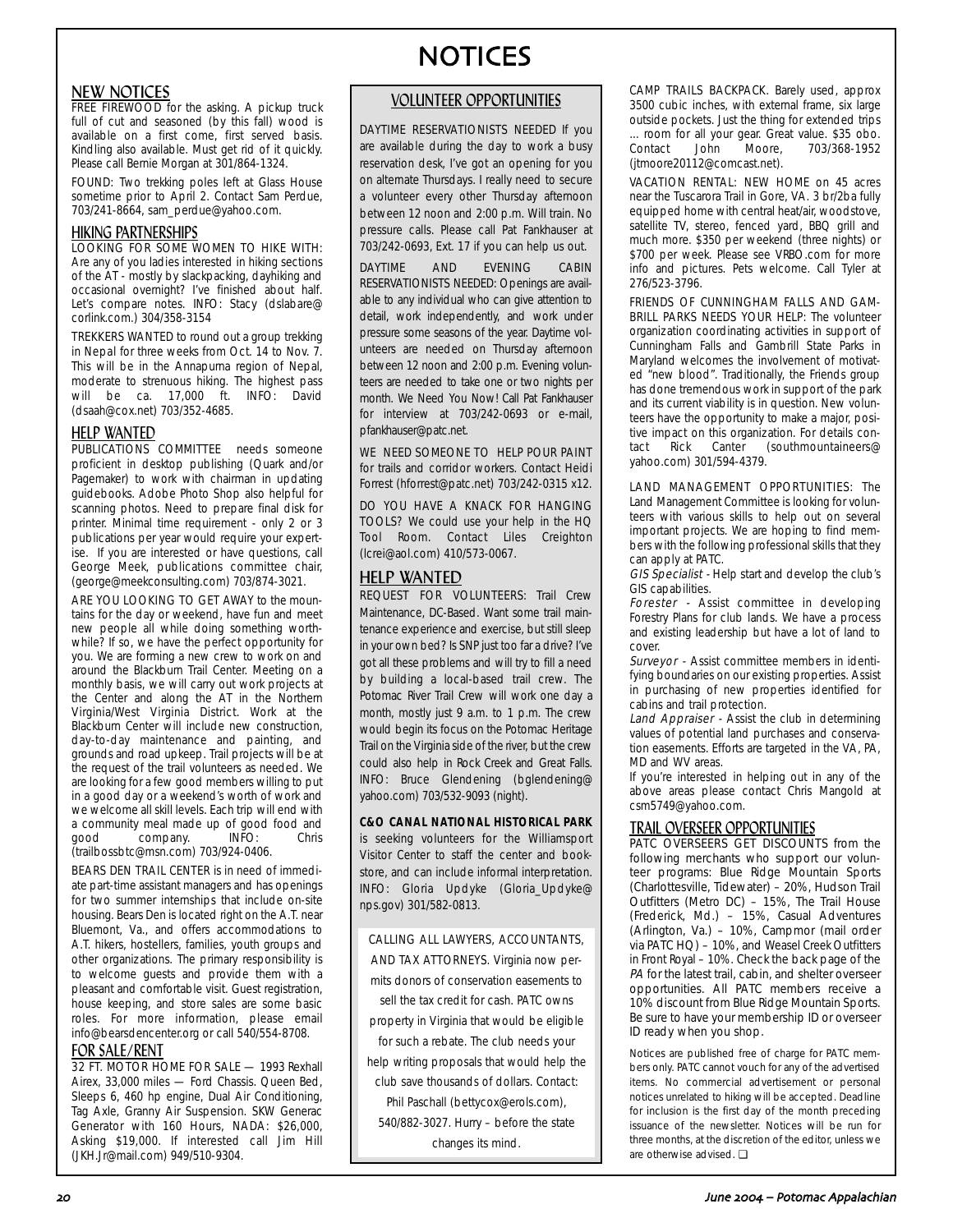# NOTICES

## NEW NOTICES

FREE FIREWOOD for the asking. A pickup truck full of cut and seasoned (by this fall) wood is available on a first come, first served basis. Kindling also available. Must get rid of it quickly. Please call Bernie Morgan at 301/864-1324.

FOUND: Two trekking poles left at Glass House sometime prior to April 2. Contact Sam Perdue, 703/241-8664, sam_perdue@yahoo.com.

## HIKING PARTNERSHIPS

LOOKING FOR SOME WOMEN TO HIKE WITH: Are any of you ladies interested in hiking sections of the AT - mostly by slackpacking, dayhiking and occasional overnight? I've finished about half. Let's compare notes. INFO: Stacy (dslabare@corlink.com.) 304/358-3154

TREKKERS WANTED to round out a group trekking in Nepal for three weeks from Oct. 14 to Nov. 7. This will be in the Annapurna region of Nepal, moderate to strenuous hiking. The highest pass will be ca. 17,000 ft. INFO: David (dsaah@cox.net) 703/352-4685.

## HELP WANTED

PUBLICATIONS COMMITTEE needs someone proficient in desktop publishing (Quark and/or Pagemaker) to work with chairman in updating guidebooks. Adobe Photo Shop also helpful for scanning photos. Need to prepare final disk for printer. Minimal time requirement - only 2 or 3 publications per year would require your expertise. If you are interested or have questions, call George Meek, publications committee chair, (george@meekconsulting.com) 703/874-3021.

ARE YOU LOOKING TO GET AWAY to the mountains for the day or weekend, have fun and meet new people all while doing something worthwhile? If so, we have the perfect opportunity for you. We are forming a new crew to work on and around the Blackburn Trail Center. Meeting on a monthly basis, we will carry out work projects at the Center and along the AT in the Northern Virginia/West Virginia District. Work at the Blackburn Center will include new construction, day-to-day maintenance and painting, and grounds and road upkeep. Trail projects will be at the request of the trail volunteers as needed. We are looking for a few good members willing to put in a good day or a weekend's worth of work and we welcome all skill levels. Each trip will end with a community meal made up of good food and good company. INFO: Chris (trailbossbtc@msn.com) 703/924-0406.

BEARS DEN TRAIL CENTER is in need of immediate part-time assistant managers and has openings for two summer internships that include on-site housing. Bears Den is located right on the A.T. near Bluemont, Va., and offers accommodations to A.T. hikers, hostellers, families, youth groups and other organizations. The primary responsibility is to welcome guests and provide them with a pleasant and comfortable visit. Guest registration, house keeping, and store sales are some basic roles. For more information, please email info@bearsdencenter.org or call 540/554-8708.

## FOR SALE/RENT

32 FT. MOTOR HOME FOR SALE — 1993 Rexhall Airex, 33,000 miles — Ford Chassis. Queen Bed, Sleeps 6, 460 hp engine, Dual Air Conditioning, Tag Axle, Granny Air Suspension. SKW Generac Generator with 160 Hours, NADA: $26,000, Asking $19,000. If interested call Jim Hill (JKH.Jr@mail.com) 949/510-9304.

## VOLUNTEER OPPORTUNITIES

DAYTIME RESERVATIONISTS NEEDED If you are available during the day to work a busy reservation desk, I've got an opening for you on alternate Thursdays. I really need to secure a volunteer every other Thursday afternoon between 12 noon and 2:00 p.m. Will train. No pressure calls. Please call Pat Fankhauser at 703/242-0693, Ext. 17 if you can help us out.

DAYTIME AND EVENING CABIN RESERVATIONISTS NEEDED: Openings are available to any individual who can give attention to detail, work independently, and work under pressure some seasons of the year. Daytime volunteers are needed on Thursday afternoon between 12 noon and 2:00 p.m. Evening volunteers are needed to take one or two nights per month. We Need You Now! Call Pat Fankhauser for interview at 703/242-0693 or e-mail, pfankhauser@patc.net.

WE NEED SOMEONE TO HELP POUR PAINT for trails and corridor workers. Contact Heidi Forrest (hforrest@patc.net) 703/242-0315 x12.

DO YOU HAVE A KNACK FOR HANGING TOOLS? We could use your help in the HQ Tool Room. Contact Liles Creighton (lcrei@aol.com) 410/573-0067.

## HELP WANTED

REQUEST FOR VOLUNTEERS: Trail Crew Maintenance, DC-Based. Want some trail maintenance experience and exercise, but still sleep in your own bed? Is SNP just too far a drive? I've got all these problems and will try to fill a need by building a local-based trail crew. The Potomac River Trail Crew will work one day a month, mostly just 9 a.m. to 1 p.m. The crew would begin its focus on the Potomac Heritage Trail on the Virginia side of the river, but the crew could also help in Rock Creek and Great Falls. INFO: Bruce Glendening (bglendening@yahoo.com) 703/532-9093 (night).

**C&O CANAL NATIONAL HISTORICAL PARK** is seeking volunteers for the Williamsport Visitor Center to staff the center and bookstore, and can include informal interpretation. INFO: Gloria Updyke (Gloria_Updyke@nps.gov) 301/582-0813.

CALLING ALL LAWYERS, ACCOUNTANTS, AND TAX ATTORNEYS. Virginia now permits donors of conservation easements to sell the tax credit for cash. PATC owns property in Virginia that would be eligible for such a rebate. The club needs your help writing proposals that would help the club save thousands of dollars. Contact: Phil Paschall (bettycox@erols.com), 540/882-3027. Hurry – before the state changes its mind.

CAMP TRAILS BACKPACK. Barely used, approx 3500 cubic inches, with external frame, six large outside pockets. Just the thing for extended trips ... room for all your gear. Great value. $35 obo. Contact John Moore, 703/368-1952 (jtmoore20112@comcast.net).

VACATION RENTAL: NEW HOME on 45 acres near the Tuscarora Trail in Gore, VA. 3 br/2ba fully equipped home with central heat/air, woodstove, satellite TV, stereo, fenced yard, BBQ grill and much more. $350 per weekend (three nights) or $700 per week. Please see VRBO.com for more info and pictures. Pets welcome. Call Tyler at 276/523-3796.

FRIENDS OF CUNNINGHAM FALLS AND GAMBRILL PARKS NEEDS YOUR HELP: The volunteer organization coordinating activities in support of Cunningham Falls and Gambrill State Parks in Maryland welcomes the involvement of motivated "new blood". Traditionally, the Friends group has done tremendous work in support of the park and its current viability is in question. New volunteers have the opportunity to make a major, positive impact on this organization. For details contact Rick Canter (southmountaineers@yahoo.com) 301/594-4379.

LAND MANAGEMENT OPPORTUNITIES: The Land Management Committee is looking for volunteers with various skills to help out on several important projects. We are hoping to find members with the following professional skills that they can apply at PATC.

*GIS Specialist* - Help start and develop the club's GIS capabilities.

*Forester* - Assist committee in developing Forestry Plans for club lands. We have a process and existing leadership but have a lot of land to cover.

*Surveyor* - Assist committee members in identifying boundaries on our existing properties. Assist in purchasing of new properties identified for cabins and trail protection.

*Land Appraiser* - Assist the club in determining values of potential land purchases and conservation easements. Efforts are targeted in the VA, PA, MD and WV areas.

If you're interested in helping out in any of the above areas please contact Chris Mangold at csm5749@yahoo.com.

## TRAIL OVERSEER OPPORTUNITIES

PATC OVERSEERS GET DISCOUNTS from the following merchants who support our volunteer programs: Blue Ridge Mountain Sports (Charlottesville, Tidewater) – 20%, Hudson Trail Outfitters (Metro DC) – 15%, The Trail House (Frederick, Md.) – 15%, Casual Adventures (Arlington, Va.) – 10%, Campmor (mail order via PATC HQ) – 10%, and Weasel Creek Outfitters in Front Royal – 10%. Check the back page of the *PA* for the latest trail, cabin, and shelter overseer opportunities. All PATC members receive a 10% discount from Blue Ridge Mountain Sports. Be sure to have your membership ID or overseer ID ready when you shop.

Notices are published free of charge for PATC members only. PATC cannot vouch for any of the advertised items. No commercial advertisement or personal notices unrelated to hiking will be accepted. Deadline for inclusion is the first day of the month preceding issuance of the newsletter. Notices will be run for three months, at the discretion of the editor, unless we are otherwise advised. ❑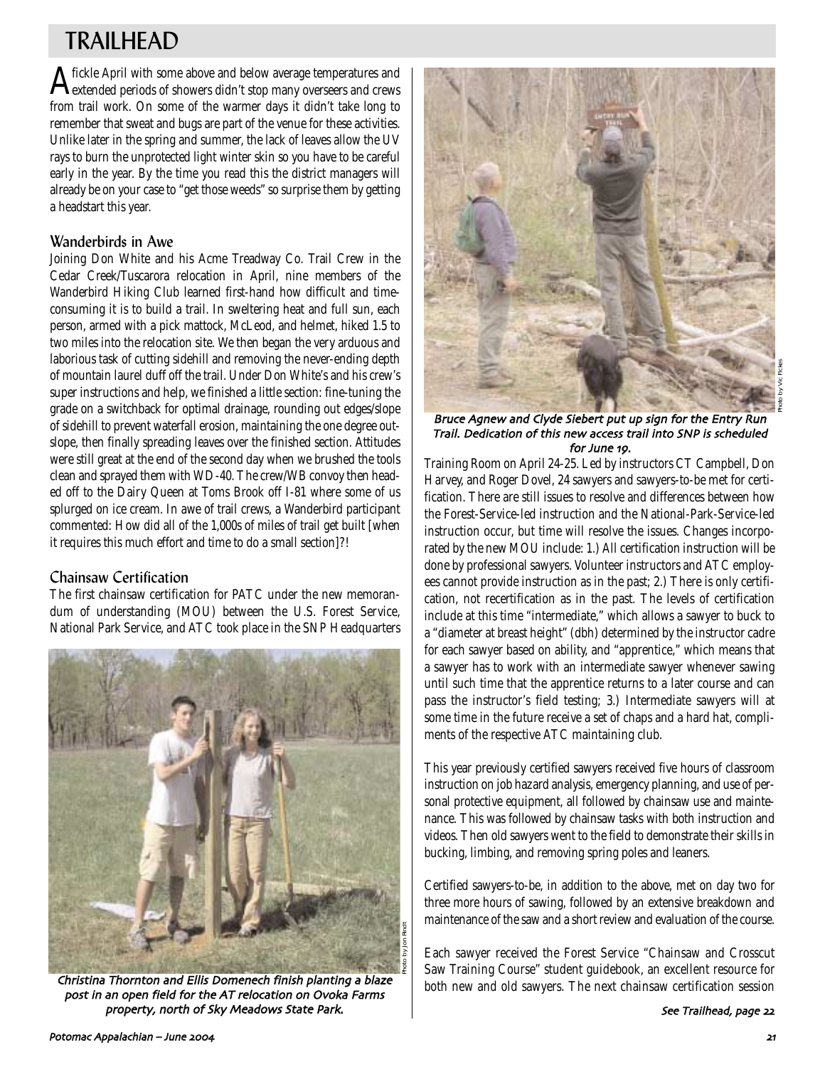# TRAILHEAD

A fickle April with some above and below average temperatures and extended periods of showers didn't stop many overseers and crews from trail work. On some of the warmer days it didn't take long to remember that sweat and bugs are part of the venue for these activities. Unlike later in the spring and summer, the lack of leaves allow the UV rays to burn the unprotected light winter skin so you have to be careful early in the year. By the time you read this the district managers will already be on your case to "get those weeds" so surprise them by getting a headstart this year.

## Wanderbirds in Awe

Joining Don White and his Acme Treadway Co. Trail Crew in the Cedar Creek/Tuscarora relocation in April, nine members of the Wanderbird Hiking Club learned first-hand how difficult and time-consuming it is to build a trail. In sweltering heat and full sun, each person, armed with a pick mattock, McLeod, and helmet, hiked 1.5 to two miles into the relocation site. We then began the very arduous and laborious task of cutting sidehill and removing the never-ending depth of mountain laurel duff off the trail. Under Don White's and his crew's super instructions and help, we finished a little section: fine-tuning the grade on a switchback for optimal drainage, rounding out edges/slope of sidehill to prevent waterfall erosion, maintaining the one degree out-slope, then finally spreading leaves over the finished section. Attitudes were still great at the end of the second day when we brushed the tools clean and sprayed them with WD-40. The crew/WB convoy then headed off to the Dairy Queen at Toms Brook off I-81 where some of us splurged on ice cream. In awe of trail crews, a Wanderbird participant commented: How did all of the 1,000s of miles of trail get built [when it requires this much effort and time to do a small section]?!

## Chainsaw Certification

The first chainsaw certification for PATC under the new memorandum of understanding (MOU) between the U.S. Forest Service, National Park Service, and ATC took place in the SNP Headquarters Training Room on April 24-25. Led by instructors CT Campbell, Don Harvey, and Roger Dovel, 24 sawyers and sawyers-to-be met for certification. There are still issues to resolve and differences between how the Forest-Service-led instruction and the National-Park-Service-led instruction occur, but time will resolve the issues. Changes incorporated by the new MOU include: 1.) All certification instruction will be done by professional sawyers. Volunteer instructors and ATC employees cannot provide instruction as in the past; 2.) There is only certification, not recertification as in the past. The levels of certification include at this time "intermediate," which allows a sawyer to buck to a "diameter at breast height" (dbh) determined by the instructor cadre for each sawyer based on ability, and "apprentice," which means that a sawyer has to work with an intermediate sawyer whenever sawing until such time that the apprentice returns to a later course and can pass the instructor's field testing; 3.) Intermediate sawyers will at some time in the future receive a set of chaps and a hard hat, compliments of the respective ATC maintaining club.

*Christina Thornton and Ellis Domenech finish planting a blaze post in an open field for the AT relocation on Ovoka Farms property, north of Sky Meadows State Park.* Photo by Jon Rindt

*Bruce Agnew and Clyde Siebert put up sign for the Entry Run Trail. Dedication of this new access trail into SNP is scheduled for June 19.* Photo by Vic Fickes

This year previously certified sawyers received five hours of classroom instruction on job hazard analysis, emergency planning, and use of personal protective equipment, all followed by chainsaw use and maintenance. This was followed by chainsaw tasks with both instruction and videos. Then old sawyers went to the field to demonstrate their skills in bucking, limbing, and removing spring poles and leaners.

Certified sawyers-to-be, in addition to the above, met on day two for three more hours of sawing, followed by an extensive breakdown and maintenance of the saw and a short review and evaluation of the course.

Each sawyer received the Forest Service "Chainsaw and Crosscut Saw Training Course" student guidebook, an excellent resource for both new and old sawyers. The next chainsaw certification session

*See Trailhead, page 22*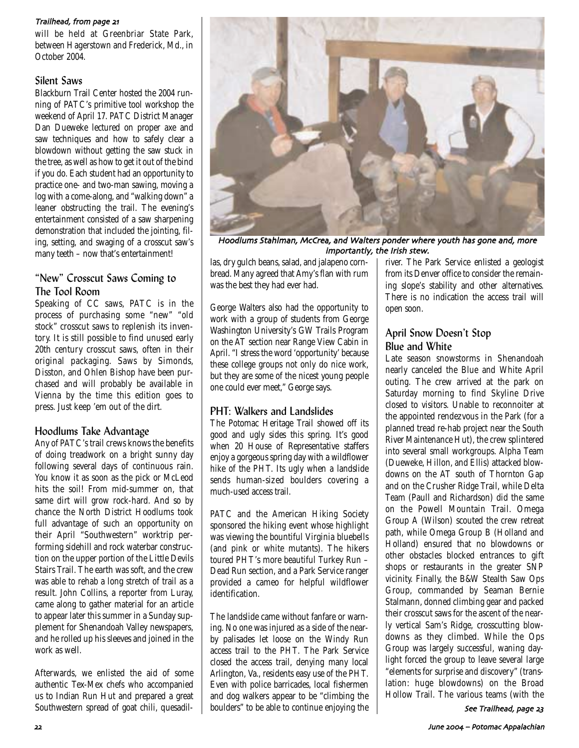*Trailhead, from page 21*

will be held at Greenbriar State Park, between Hagerstown and Frederick, Md., in October 2004.

### Silent Saws

Blackburn Trail Center hosted the 2004 running of PATC's primitive tool workshop the weekend of April 17. PATC District Manager Dan Dueweke lectured on proper axe and saw techniques and how to safely clear a blowdown without getting the saw stuck in the tree, as well as how to get it out of the bind if you do. Each student had an opportunity to practice one- and two-man sawing, moving a log with a come-along, and "walking down" a leaner obstructing the trail. The evening's entertainment consisted of a saw sharpening demonstration that included the jointing, filing, setting, and swaging of a crosscut saw's many teeth – now that's entertainment!

### "New" Crosscut Saws Coming to The Tool Room

Speaking of CC saws, PATC is in the process of purchasing some "new" "old stock" crosscut saws to replenish its inventory. It is still possible to find unused early 20th century crosscut saws, often in their original packaging. Saws by Simonds, Disston, and Ohlen Bishop have been purchased and will probably be available in Vienna by the time this edition goes to press. Just keep 'em out of the dirt.

### Hoodlums Take Advantage

Any of PATC's trail crews knows the benefits of doing treadwork on a bright sunny day following several days of continuous rain. You know it as soon as the pick or McLeod hits the soil! From mid-summer on, that same dirt will grow rock-hard. And so by chance the North District Hoodlums took full advantage of such an opportunity on their April "Southwestern" worktrip performing sidehill and rock waterbar construction on the upper portion of the Little Devils Stairs Trail. The earth was soft, and the crew was able to rehab a long stretch of trail as a result. John Collins, a reporter from Luray, came along to gather material for an article to appear later this summer in a Sunday supplement for Shenandoah Valley newspapers, and he rolled up his sleeves and joined in the work as well.

Afterwards, we enlisted the aid of some authentic Tex-Mex chefs who accompanied us to Indian Run Hut and prepared a great Southwestern spread of goat chili, quesadillas, dry gulch beans, salad, and jalapeno cornbread. Many agreed that Amy's flan with rum was the best they had ever had.

*Hoodlums Stahlman, McCrea, and Walters ponder where youth has gone and, more importantly, the Irish stew.*

George Walters also had the opportunity to work with a group of students from George Washington University's GW Trails Program on the AT section near Range View Cabin in April. "I stress the word 'opportunity' because these college groups not only do nice work, but they are some of the nicest young people one could ever meet," George says.

### PHT: Walkers and Landslides

The Potomac Heritage Trail showed off its good and ugly sides this spring. It's good when 20 House of Representative staffers enjoy a gorgeous spring day with a wildflower hike of the PHT. Its ugly when a landslide sends human-sized boulders covering a much-used access trail.

PATC and the American Hiking Society sponsored the hiking event whose highlight was viewing the bountiful Virginia bluebells (and pink or white mutants). The hikers toured PHT's more beautiful Turkey Run – Dead Run section, and a Park Service ranger provided a cameo for helpful wildflower identification.

The landslide came without fanfare or warning. No one was injured as a side of the nearby palisades let loose on the Windy Run access trail to the PHT. The Park Service closed the access trail, denying many local Arlington, Va., residents easy use of the PHT. Even with police barricades, local fishermen and dog walkers appear to be "climbing the boulders" to be able to continue enjoying the river. The Park Service enlisted a geologist from its Denver office to consider the remaining slope's stability and other alternatives. There is no indication the access trail will open soon.

### April Snow Doesn't Stop Blue and White

Late season snowstorms in Shenandoah nearly canceled the Blue and White April outing. The crew arrived at the park on Saturday morning to find Skyline Drive closed to visitors. Unable to reconnoiter at the appointed rendezvous in the Park (for a planned tread re-hab project near the South River Maintenance Hut), the crew splintered into several small workgroups. Alpha Team (Dueweke, Hillon, and Ellis) attacked blowdowns on the AT south of Thornton Gap and on the Crusher Ridge Trail, while Delta Team (Paull and Richardson) did the same on the Powell Mountain Trail. Omega Group A (Wilson) scouted the crew retreat path, while Omega Group B (Holland and Holland) ensured that no blowdowns or other obstacles blocked entrances to gift shops or restaurants in the greater SNP vicinity. Finally, the B&W Stealth Saw Ops Group, commanded by Seaman Bernie Stalmann, donned climbing gear and packed their crosscut saws for the ascent of the nearly vertical Sam's Ridge, crosscutting blowdowns as they climbed. While the Ops Group was largely successful, waning daylight forced the group to leave several large "elements for surprise and discovery" (translation: huge blowdowns) on the Broad Hollow Trail. The various teams (with the

*See Trailhead, page 23*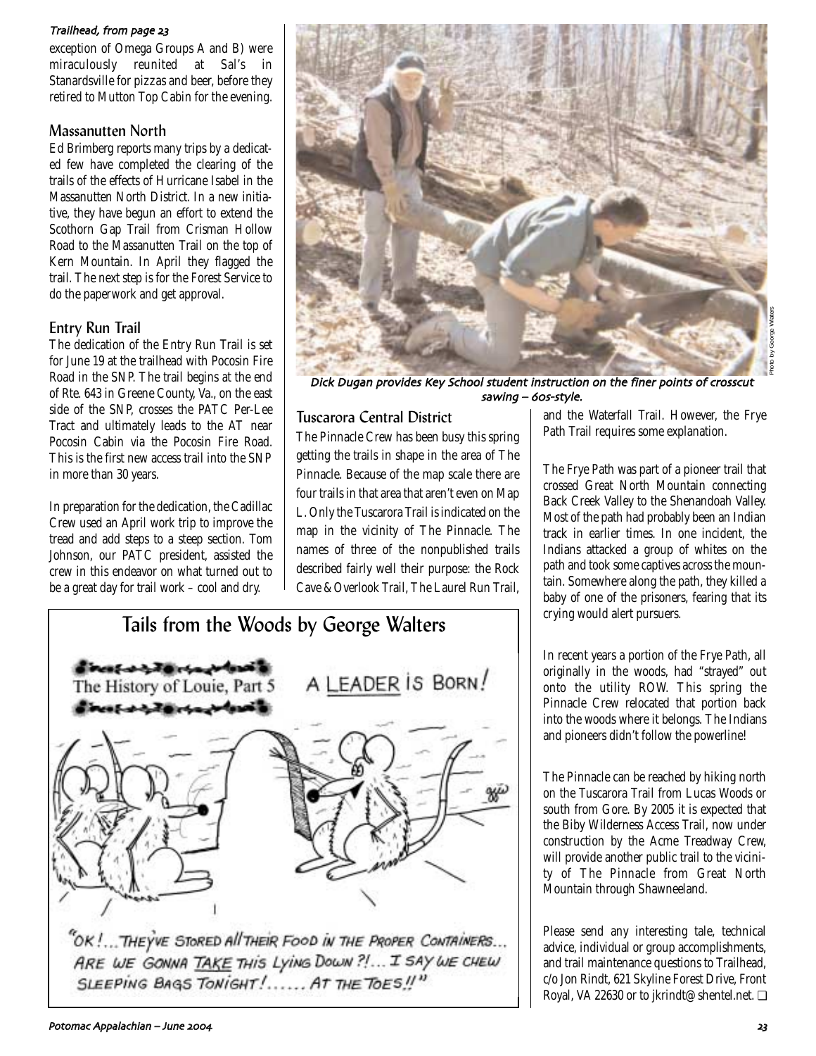*Trailhead, from page 23*

exception of Omega Groups A and B) were miraculously reunited at Sal's in Stanardsville for pizzas and beer, before they retired to Mutton Top Cabin for the evening.

## Massanutten North

Ed Brimberg reports many trips by a dedicated few have completed the clearing of the trails of the effects of Hurricane Isabel in the Massanutten North District. In a new initiative, they have begun an effort to extend the Scothorn Gap Trail from Crisman Hollow Road to the Massanutten Trail on the top of Kern Mountain. In April they flagged the trail. The next step is for the Forest Service to do the paperwork and get approval.

## Entry Run Trail

The dedication of the Entry Run Trail is set for June 19 at the trailhead with Pocosin Fire Road in the SNP. The trail begins at the end of Rte. 643 in Greene County, Va., on the east side of the SNP, crosses the PATC Per-Lee Tract and ultimately leads to the AT near Pocosin Cabin via the Pocosin Fire Road. This is the first new access trail into the SNP in more than 30 years.

In preparation for the dedication, the Cadillac Crew used an April work trip to improve the tread and add steps to a steep section. Tom Johnson, our PATC president, assisted the crew in this endeavor on what turned out to be a great day for trail work – cool and dry.

*Dick Dugan provides Key School student instruction on the finer points of crosscut sawing – 60s-style.*

Photo by George Walters

## Tuscarora Central District

The Pinnacle Crew has been busy this spring getting the trails in shape in the area of The Pinnacle. Because of the map scale there are four trails in that area that aren't even on Map L. Only the Tuscarora Trail is indicated on the map in the vicinity of The Pinnacle. The names of three of the nonpublished trails described fairly well their purpose: the Rock Cave & Overlook Trail, The Laurel Run Trail, and the Waterfall Trail. However, the Frye Path Trail requires some explanation.

The Frye Path was part of a pioneer trail that crossed Great North Mountain connecting Back Creek Valley to the Shenandoah Valley. Most of the path had probably been an Indian track in earlier times. In one incident, the Indians attacked a group of whites on the path and took some captives across the mountain. Somewhere along the path, they killed a baby of one of the prisoners, fearing that its crying would alert pursuers.

In recent years a portion of the Frye Path, all originally in the woods, had "strayed" out onto the utility ROW. This spring the Pinnacle Crew relocated that portion back into the woods where it belongs. The Indians and pioneers didn't follow the powerline!

The Pinnacle can be reached by hiking north on the Tuscarora Trail from Lucas Woods or south from Gore. By 2005 it is expected that the Biby Wilderness Access Trail, now under construction by the Acme Treadway Crew, will provide another public trail to the vicinity of The Pinnacle from Great North Mountain through Shawneeland.

Please send any interesting tale, technical advice, individual or group accomplishments, and trail maintenance questions to Trailhead, c/o Jon Rindt, 621 Skyline Forest Drive, Front Royal, VA 22630 or to jkrindt@shentel.net. ❑

## Tails from the Woods by George Walters

The History of Louie, Part 5

A LEADER IS BORN!

"OK!... THEY'VE STORED ALL THEIR FOOD IN THE PROPER CONTAINERS... ARE WE GONNA TAKE THIS LYING DOWN?!... I SAY WE CHEW SLEEPING BAGS TONIGHT!...... AT THE TOES!!"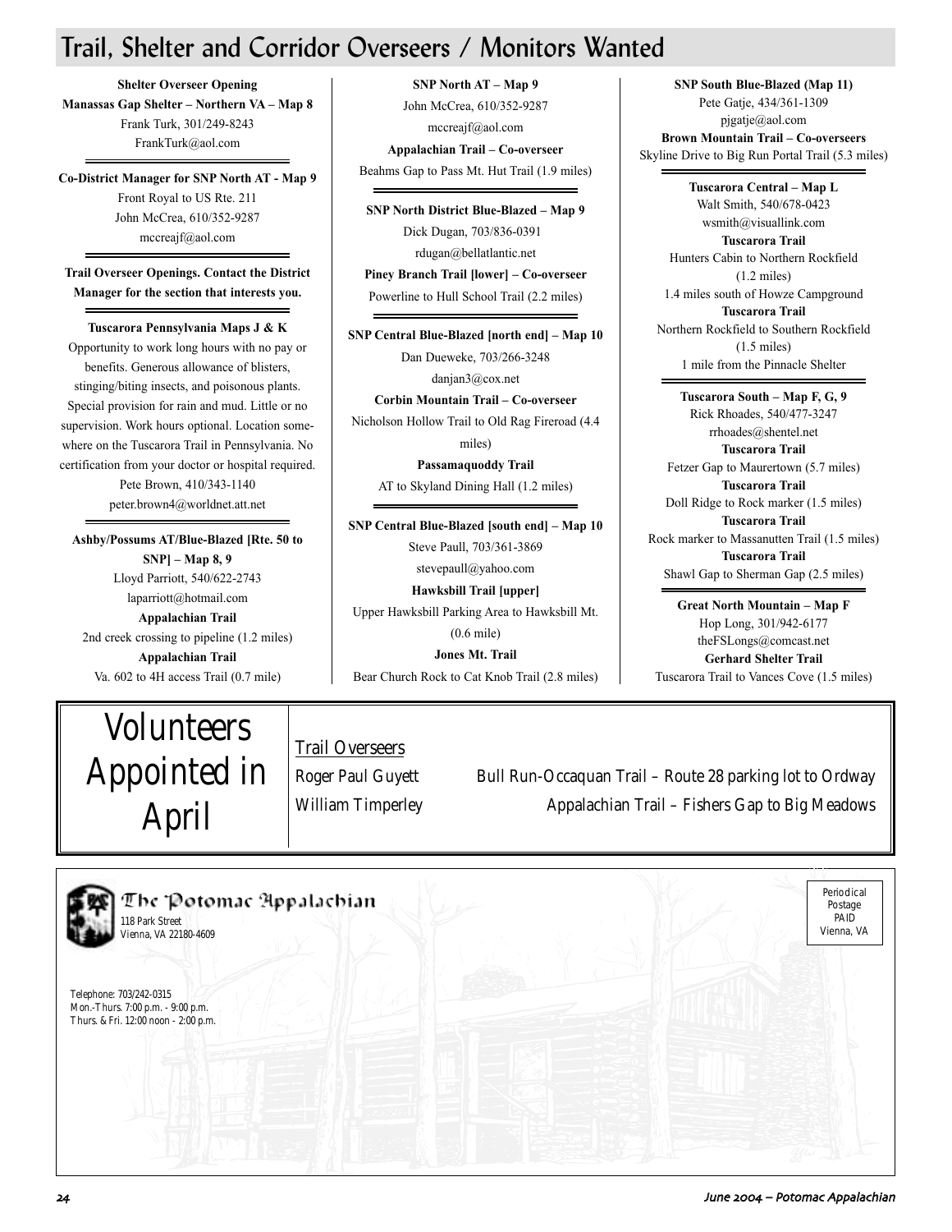# Trail, Shelter and Corridor Overseers / Monitors Wanted

**Shelter Overseer Opening**
**Manassas Gap Shelter – Northern VA – Map 8**
Frank Turk, 301/249-8243
FrankTurk@aol.com

**Co-District Manager for SNP North AT - Map 9**
Front Royal to US Rte. 211
John McCrea, 610/352-9287
mccreajf@aol.com

**Trail Overseer Openings. Contact the District Manager for the section that interests you.**

**Tuscarora Pennsylvania Maps J & K**
Opportunity to work long hours with no pay or benefits. Generous allowance of blisters, stinging/biting insects, and poisonous plants. Special provision for rain and mud. Little or no supervision. Work hours optional. Location somewhere on the Tuscarora Trail in Pennsylvania. No certification from your doctor or hospital required.
Pete Brown, 410/343-1140
peter.brown4@worldnet.att.net

**Ashby/Possums AT/Blue-Blazed [Rte. 50 to SNP] – Map 8, 9**
Lloyd Parriott, 540/622-2743
laparriott@hotmail.com
**Appalachian Trail**
2nd creek crossing to pipeline (1.2 miles)
**Appalachian Trail**
Va. 602 to 4H access Trail (0.7 mile)

**SNP North AT – Map 9**
John McCrea, 610/352-9287
mccreajf@aol.com
**Appalachian Trail – Co-overseer**
Beahms Gap to Pass Mt. Hut Trail (1.9 miles)

**SNP North District Blue-Blazed – Map 9**
Dick Dugan, 703/836-0391
rdugan@bellatlantic.net
**Piney Branch Trail [lower] – Co-overseer**
Powerline to Hull School Trail (2.2 miles)

**SNP Central Blue-Blazed [north end] – Map 10**
Dan Dueweke, 703/266-3248
danjan3@cox.net
**Corbin Mountain Trail – Co-overseer**
Nicholson Hollow Trail to Old Rag Fireroad (4.4 miles)
**Passamaquoddy Trail**
AT to Skyland Dining Hall (1.2 miles)

**SNP Central Blue-Blazed [south end] – Map 10**
Steve Paull, 703/361-3869
stevepaull@yahoo.com
**Hawksbill Trail [upper]**
Upper Hawksbill Parking Area to Hawksbill Mt. (0.6 mile)
**Jones Mt. Trail**
Bear Church Rock to Cat Knob Trail (2.8 miles)

**SNP South Blue-Blazed (Map 11)**
Pete Gatje, 434/361-1309
pjgatje@aol.com
**Brown Mountain Trail – Co-overseers**
Skyline Drive to Big Run Portal Trail (5.3 miles)

**Tuscarora Central – Map L**
Walt Smith, 540/678-0423
wsmith@visuallink.com
**Tuscarora Trail**
Hunters Cabin to Northern Rockfield (1.2 miles)
1.4 miles south of Howze Campground
**Tuscarora Trail**
Northern Rockfield to Southern Rockfield (1.5 miles)
1 mile from the Pinnacle Shelter

**Tuscarora South – Map F, G, 9**
Rick Rhoades, 540/477-3247
rrhoades@shentel.net
**Tuscarora Trail**
Fetzer Gap to Maurertown (5.7 miles)
**Tuscarora Trail**
Doll Ridge to Rock marker (1.5 miles)
**Tuscarora Trail**
Rock marker to Massanutten Trail (1.5 miles)
**Tuscarora Trail**
Shawl Gap to Sherman Gap (2.5 miles)

**Great North Mountain – Map F**
Hop Long, 301/942-6177
theFSLongs@comcast.net
**Gerhard Shelter Trail**
Tuscarora Trail to Vances Cove (1.5 miles)

## Volunteers Appointed in April

Trail Overseers

Roger Paul Guyett — Bull Run-Occaquan Trail – Route 28 parking lot to Ordway
William Timperley — Appalachian Trail – Fishers Gap to Big Meadows

The Potomac Appalachian
118 Park Street
Vienna, VA 22180-4609

Telephone: 703/242-0315
Mon.-Thurs. 7:00 p.m. - 9:00 p.m.
Thurs. & Fri. 12:00 noon - 2:00 p.m.

Periodical Postage PAID Vienna, VA